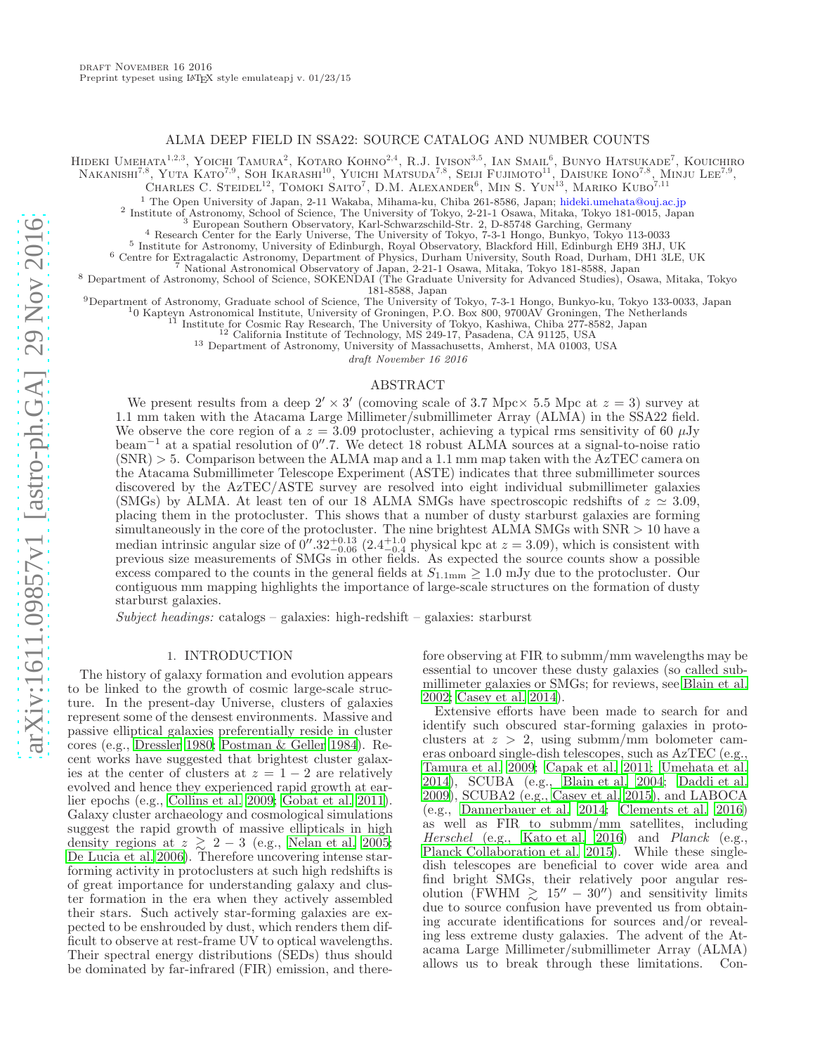draft November 16 2016
Preprint typeset using LaTeX style emulateapj v. 01/23/15

# ALMA DEEP FIELD IN SSA22: SOURCE CATALOG AND NUMBER COUNTS

Hideki Umehata[1,2,3], Yoichi Tamura[2], Kotaro Kohno[2,4], R.J. Ivison[3,5], Ian Smail[6], Bunyo Hatsukade[7], Kouichiro Nakanishi[7,8], Yuta Kato[7,9], Soh Ikarashi[10], Yuichi Matsuda[7,8], Seiji Fujimoto[11], Daisuke Iono[7,8], Minju Lee[7,9], Charles C. Steidel[12], Tomoki Saito[7], D.M. Alexander[6], Min S. Yun[13], Mariko Kubo[7,11]

[1] The Open University of Japan, 2-11 Wakaba, Mihama-ku, Chiba 261-8586, Japan; hideki.umehata@ouj.ac.jp
[2] Institute of Astronomy, School of Science, The University of Tokyo, 2-21-1 Osawa, Mitaka, Tokyo 181-0015, Japan
[3] European Southern Observatory, Karl-Schwarzschild-Str. 2, D-85748 Garching, Germany
[4] Research Center for the Early Universe, The University of Tokyo, 7-3-1 Hongo, Bunkyo, Tokyo 113-0033
[5] Institute for Astronomy, University of Edinburgh, Royal Observatory, Blackford Hill, Edinburgh EH9 3HJ, UK
[6] Centre for Extragalactic Astronomy, Department of Physics, Durham University, South Road, Durham, DH1 3LE, UK
[7] National Astronomical Observatory of Japan, 2-21-1 Osawa, Mitaka, Tokyo 181-8588, Japan
[8] Department of Astronomy, School of Science, SOKENDAI (The Graduate University for Advanced Studies), Osawa, Mitaka, Tokyo 181-8588, Japan
[9] Department of Astronomy, Graduate school of Science, The University of Tokyo, 7-3-1 Hongo, Bunkyo-ku, Tokyo 133-0033, Japan
[10] Kapteyn Astronomical Institute, University of Groningen, P.O. Box 800, 9700AV Groningen, The Netherlands
[11] Institute for Cosmic Ray Research, The University of Tokyo, Kashiwa, Chiba 277-8582, Japan
[12] California Institute of Technology, MS 249-17, Pasadena, CA 91125, USA
[13] Department of Astronomy, University of Massachusetts, Amherst, MA 01003, USA

*draft November 16 2016*

## ABSTRACT

We present results from a deep $2' \times 3'$ (comoving scale of 3.7 Mpc× 5.5 Mpc at $z = 3$) survey at 1.1 mm taken with the Atacama Large Millimeter/submillimeter Array (ALMA) in the SSA22 field. We observe the core region of a $z = 3.09$ protocluster, achieving a typical rms sensitivity of 60 $\mu$Jy beam$^{-1}$ at a spatial resolution of $0''.7$. We detect 18 robust ALMA sources at a signal-to-noise ratio (SNR) > 5. Comparison between the ALMA map and a 1.1 mm map taken with the AzTEC camera on the Atacama Submillimeter Telescope Experiment (ASTE) indicates that three submillimeter sources discovered by the AzTEC/ASTE survey are resolved into eight individual submillimeter galaxies (SMGs) by ALMA. At least ten of our 18 ALMA SMGs have spectroscopic redshifts of $z \simeq 3.09$, placing them in the protocluster. This shows that a number of dusty starburst galaxies are forming simultaneously in the core of the protocluster. The nine brightest ALMA SMGs with SNR > 10 have a median intrinsic angular size of $0''.32^{+0.13}_{-0.06}$ ($2.4^{+1.0}_{-0.4}$ physical kpc at $z = 3.09$), which is consistent with previous size measurements of SMGs in other fields. As expected the source counts show a possible excess compared to the counts in the general fields at $S_{1.1\mathrm{mm}} \geq 1.0$ mJy due to the protocluster. Our contiguous mm mapping highlights the importance of large-scale structures on the formation of dusty starburst galaxies.

*Subject headings:* catalogs – galaxies: high-redshift – galaxies: starburst

## 1. INTRODUCTION

The history of galaxy formation and evolution appears to be linked to the growth of cosmic large-scale structure. In the present-day Universe, clusters of galaxies represent some of the densest environments. Massive and passive elliptical galaxies preferentially reside in cluster cores (e.g., Dressler 1980; Postman & Geller 1984). Recent works have suggested that brightest cluster galaxies at the center of clusters at $z = 1-2$ are relatively evolved and hence they experienced rapid growth at earlier epochs (e.g., Collins et al. 2009; Gobat et al. 2011). Galaxy cluster archaeology and cosmological simulations suggest the rapid growth of massive ellipticals in high density regions at $z \gtrsim 2-3$ (e.g., Nelan et al. 2005; De Lucia et al. 2006). Therefore uncovering intense star-forming activity in protoclusters at such high redshifts is of great importance for understanding galaxy and cluster formation in the era when they actively assembled their stars. Such actively star-forming galaxies are expected to be enshrouded by dust, which renders them difficult to observe at rest-frame UV to optical wavelengths. Their spectral energy distributions (SEDs) thus should be dominated by far-infrared (FIR) emission, and therefore observing at FIR to submm/mm wavelengths may be essential to uncover these dusty galaxies (so called submillimeter galaxies or SMGs; for reviews, see Blain et al. 2002; Casey et al. 2014).

Extensive efforts have been made to search for and identify such obscured star-forming galaxies in protoclusters at $z > 2$, using submm/mm bolometer cameras onboard single-dish telescopes, such as AzTEC (e.g., Tamura et al. 2009; Capak et al. 2011; Umehata et al. 2014), SCUBA (e.g., Blain et al. 2004; Daddi et al. 2009), SCUBA2 (e.g., Casey et al. 2015), and LABOCA (e.g., Dannerbauer et al. 2014; Clements et al. 2016) as well as FIR to submm/mm satellites, including *Herschel* (e.g., Kato et al. 2016) and *Planck* (e.g., Planck Collaboration et al. 2015). While these single-dish telescopes are beneficial to cover wide area and find bright SMGs, their relatively poor angular resolution (FWHM $\gtrsim 15'' - 30''$) and sensitivity limits due to source confusion have prevented us from obtaining accurate identifications for sources and/or revealing less extreme dusty galaxies. The advent of the Atacama Large Millimeter/submillimeter Array (ALMA) allows us to break through these limitations. Con-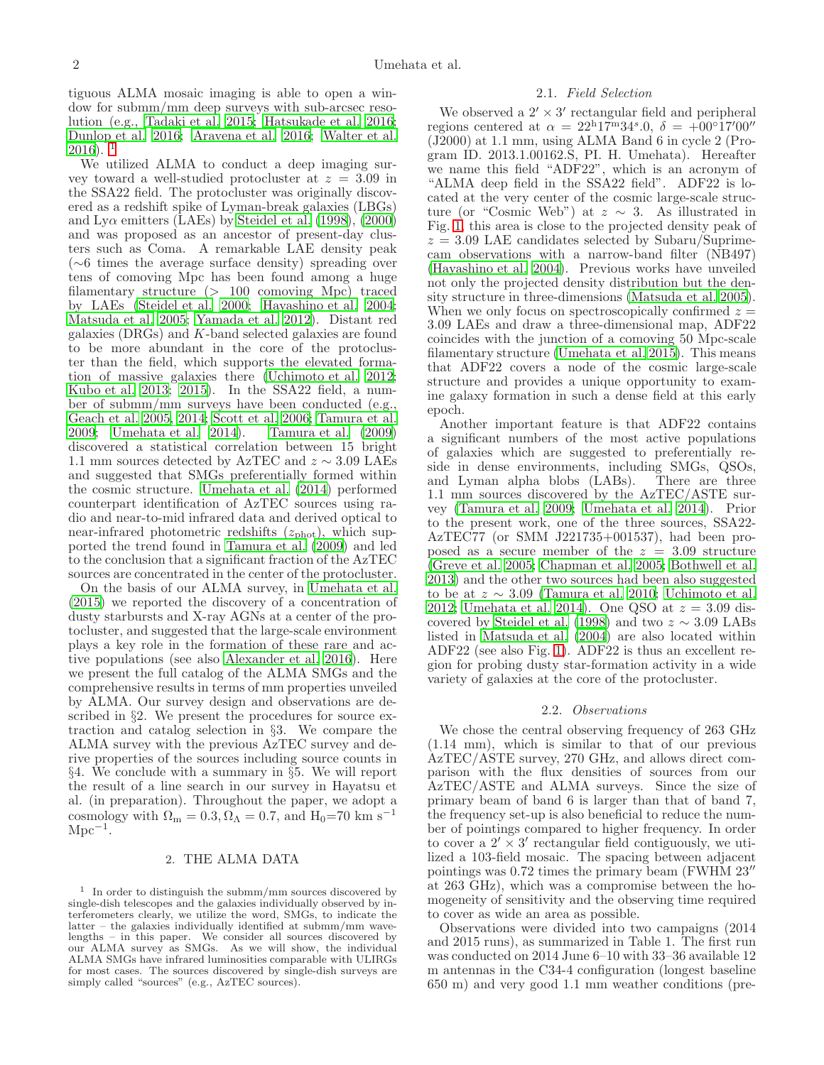tiguous ALMA mosaic imaging is able to open a window for submm/mm deep surveys with sub-arcsec resolution (e.g., Tadaki et al. 2015; Hatsukade et al. 2016; Dunlop et al. 2016; Aravena et al. 2016; Walter et al. 2016).[1]

We utilized ALMA to conduct a deep imaging survey toward a well-studied protocluster at $z = 3.09$ in the SSA22 field. The protocluster was originally discovered as a redshift spike of Lyman-break galaxies (LBGs) and Ly$\alpha$ emitters (LAEs) by Steidel et al. (1998), (2000) and was proposed as an ancestor of present-day clusters such as Coma. A remarkable LAE density peak ($\sim$6 times the average surface density) spreading over tens of comoving Mpc has been found among a huge filamentary structure ($>$ 100 comoving Mpc) traced by LAEs (Steidel et al. 2000; Hayashino et al. 2004; Matsuda et al. 2005; Yamada et al. 2012). Distant red galaxies (DRGs) and $K$-band selected galaxies are found to be more abundant in the core of the protocluster than the field, which supports the elevated formation of massive galaxies there (Uchimoto et al. 2012; Kubo et al. 2013; 2015). In the SSA22 field, a number of submm/mm surveys have been conducted (e.g., Geach et al. 2005, 2014; Scott et al. 2006; Tamura et al. 2009; Umehata et al. 2014). Tamura et al. (2009) discovered a statistical correlation between 15 bright 1.1 mm sources detected by AzTEC and $z \sim 3.09$ LAEs and suggested that SMGs preferentially formed within the cosmic structure. Umehata et al. (2014) performed counterpart identification of AzTEC sources using radio and near-to-mid infrared data and derived optical to near-infrared photometric redshifts ($z_{\rm phot}$), which supported the trend found in Tamura et al. (2009) and led to the conclusion that a significant fraction of the AzTEC sources are concentrated in the center of the protocluster.

On the basis of our ALMA survey, in Umehata et al. (2015) we reported the discovery of a concentration of dusty starbursts and X-ray AGNs at a center of the protocluster, and suggested that the large-scale environment plays a key role in the formation of these rare and active populations (see also Alexander et al. 2016). Here we present the full catalog of the ALMA SMGs and the comprehensive results in terms of mm properties unveiled by ALMA. Our survey design and observations are described in §2. We present the procedures for source extraction and catalog selection in §3. We compare the ALMA survey with the previous AzTEC survey and derive properties of the sources including source counts in §4. We conclude with a summary in §5. We will report the result of a line search in our survey in Hayatsu et al. (in preparation). Throughout the paper, we adopt a cosmology with $\Omega_{\rm m} = 0.3, \Omega_\Lambda = 0.7$, and H$_0$=70 km s$^{-1}$ Mpc$^{-1}$.

## 2. THE ALMA DATA

[1] In order to distinguish the submm/mm sources discovered by single-dish telescopes and the galaxies individually observed by interferometers clearly, we utilize the word, SMGs, to indicate the latter – the galaxies individually identified at submm/mm wavelengths – in this paper. We consider all sources discovered by our ALMA survey as SMGs. As we will show, the individual ALMA SMGs have infrared luminosities comparable with ULIRGs for most cases. The sources discovered by single-dish surveys are simply called "sources" (e.g., AzTEC sources).

### 2.1. *Field Selection*

We observed a $2' \times 3'$ rectangular field and peripheral regions centered at $\alpha = 22^{\rm h}17^{\rm m}34^{\rm s}.0$, $\delta = +00^\circ 17' 00''$ (J2000) at 1.1 mm, using ALMA Band 6 in cycle 2 (Program ID. 2013.1.00162.S, PI. H. Umehata). Hereafter we name this field "ADF22", which is an acronym of "ALMA deep field in the SSA22 field". ADF22 is located at the very center of the cosmic large-scale structure (or "Cosmic Web") at $z \sim 3$. As illustrated in Fig. 1, this area is close to the projected density peak of $z = 3.09$ LAE candidates selected by Subaru/Suprime-cam observations with a narrow-band filter (NB497) (Hayashino et al. 2004). Previous works have unveiled not only the projected density distribution but the density structure in three-dimensions (Matsuda et al. 2005). When we only focus on spectroscopically confirmed $z = 3.09$ LAEs and draw a three-dimensional map, ADF22 coincides with the junction of a comoving 50 Mpc-scale filamentary structure (Umehata et al. 2015). This means that ADF22 covers a node of the cosmic large-scale structure and provides a unique opportunity to examine galaxy formation in such a dense field at this early epoch.

Another important feature is that ADF22 contains a significant numbers of the most active populations of galaxies which are suggested to preferentially reside in dense environments, including SMGs, QSOs, and Lyman alpha blobs (LABs). There are three 1.1 mm sources discovered by the AzTEC/ASTE survey (Tamura et al. 2009; Umehata et al. 2014). Prior to the present work, one of the three sources, SSA22-AzTEC77 (or SMM J221735+001537), had been proposed as a secure member of the $z = 3.09$ structure (Greve et al. 2005; Chapman et al. 2005; Bothwell et al. 2013) and the other two sources had been also suggested to be at $z \sim 3.09$ (Tamura et al. 2010; Uchimoto et al. 2012; Umehata et al. 2014). One QSO at $z = 3.09$ discovered by Steidel et al. (1998) and two $z \sim 3.09$ LABs listed in Matsuda et al. (2004) are also located within ADF22 (see also Fig. 1). ADF22 is thus an excellent region for probing dusty star-formation activity in a wide variety of galaxies at the core of the protocluster.

### 2.2. *Observations*

We chose the central observing frequency of 263 GHz (1.14 mm), which is similar to that of our previous AzTEC/ASTE survey, 270 GHz, and allows direct comparison with the flux densities of sources from our AzTEC/ASTE and ALMA surveys. Since the size of primary beam of band 6 is larger than that of band 7, the frequency set-up is also beneficial to reduce the number of pointings compared to higher frequency. In order to cover a $2' \times 3'$ rectangular field contiguously, we utilized a 103-field mosaic. The spacing between adjacent pointings was 0.72 times the primary beam (FWHM $23''$ at 263 GHz), which was a compromise between the homogeneity of sensitivity and the observing time required to cover as wide an area as possible.

Observations were divided into two campaigns (2014 and 2015 runs), as summarized in Table 1. The first run was conducted on 2014 June 6–10 with 33–36 available 12 m antennas in the C34-4 configuration (longest baseline 650 m) and very good 1.1 mm weather conditions (pre-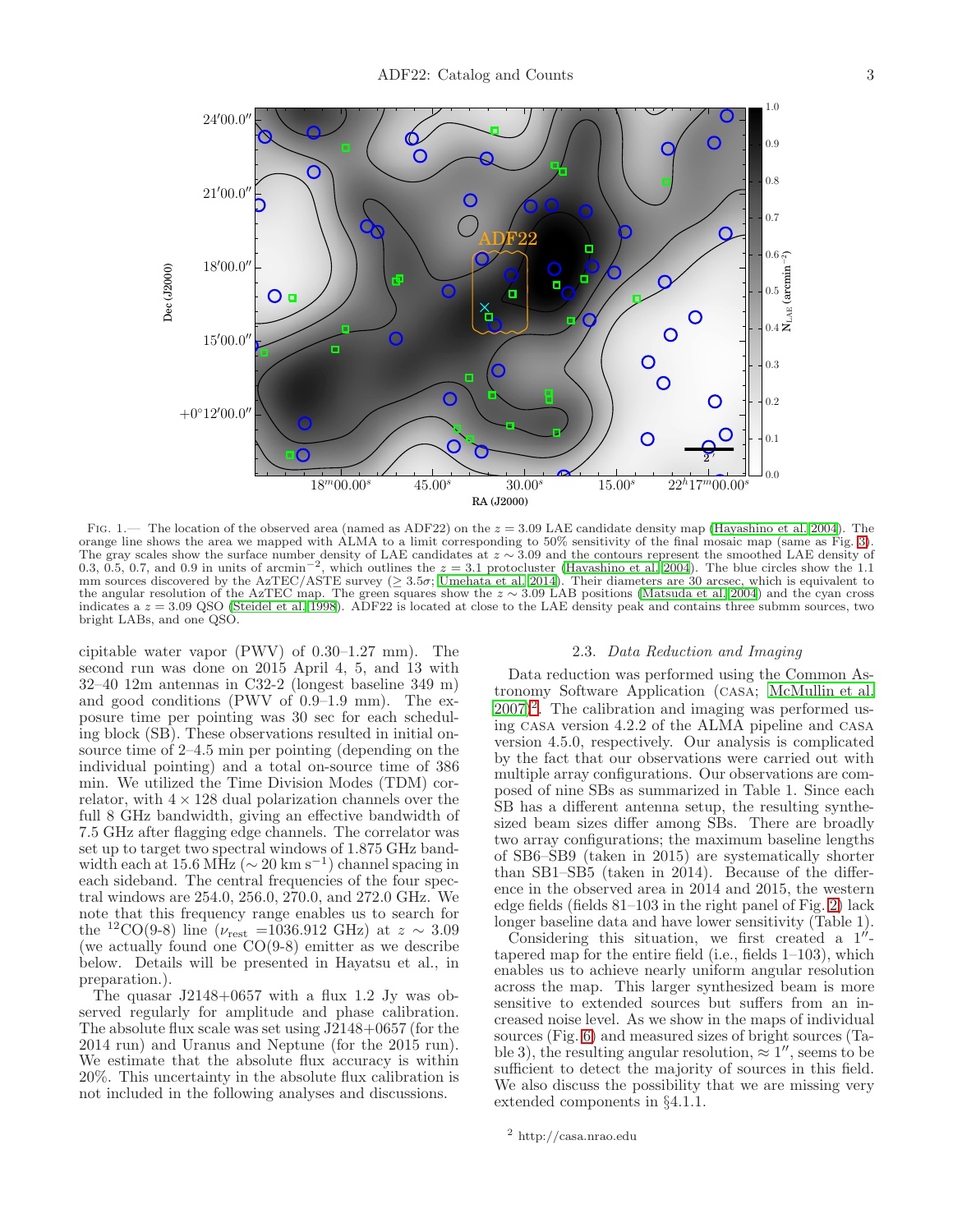Fig. 1.— The location of the observed area (named as ADF22) on the $z = 3.09$ LAE candidate density map (Hayashino et al. 2004). The orange line shows the area we mapped with ALMA to a limit corresponding to 50% sensitivity of the final mosaic map (same as Fig. 3). The gray scales show the surface number density of LAE candidates at $z \sim 3.09$ and the contours represent the smoothed LAE density of 0.3, 0.5, 0.7, and 0.9 in units of arcmin$^{-2}$, which outlines the $z = 3.1$ protocluster (Hayashino et al. 2004). The blue circles show the 1.1 mm sources discovered by the AzTEC/ASTE survey ($\geq 3.5\sigma$; Umehata et al. 2014). Their diameters are 30 arcsec, which is equivalent to the angular resolution of the AzTEC map. The green squares show the $z \sim 3.09$ LAB positions (Matsuda et al. 2004) and the cyan cross indicates a $z = 3.09$ QSO (Steidel et al. 1998). ADF22 is located at close to the LAE density peak and contains three submm sources, two bright LABs, and one QSO.

cipitable water vapor (PWV) of 0.30–1.27 mm). The second run was done on 2015 April 4, 5, and 13 with 32–40 12m antennas in C32-2 (longest baseline 349 m) and good conditions (PWV of 0.9–1.9 mm). The exposure time per pointing was 30 sec for each scheduling block (SB). These observations resulted in initial on-source time of 2–4.5 min per pointing (depending on the individual pointing) and a total on-source time of 386 min. We utilized the Time Division Modes (TDM) correlator, with $4 \times 128$ dual polarization channels over the full 8 GHz bandwidth, giving an effective bandwidth of 7.5 GHz after flagging edge channels. The correlator was set up to target two spectral windows of 1.875 GHz bandwidth each at 15.6 MHz ($\sim 20$ km s$^{-1}$) channel spacing in each sideband. The central frequencies of the four spectral windows are 254.0, 256.0, 270.0, and 272.0 GHz. We note that this frequency range enables us to search for the $^{12}$CO(9-8) line ($\nu_{\rm rest} = 1036.912$ GHz) at $z \sim 3.09$ (we actually found one CO(9-8) emitter as we describe below. Details will be presented in Hayatsu et al., in preparation.).

The quasar J2148+0657 with a flux 1.2 Jy was observed regularly for amplitude and phase calibration. The absolute flux scale was set using J2148+0657 (for the 2014 run) and Uranus and Neptune (for the 2015 run). We estimate that the absolute flux accuracy is within 20%. This uncertainty in the absolute flux calibration is not included in the following analyses and discussions.

### 2.3. *Data Reduction and Imaging*

Data reduction was performed using the Common Astronomy Software Application (CASA; McMullin et al. 2007)[2]. The calibration and imaging was performed using CASA version 4.2.2 of the ALMA pipeline and CASA version 4.5.0, respectively. Our analysis is complicated by the fact that our observations were carried out with multiple array configurations. Our observations are composed of nine SBs as summarized in Table 1. Since each SB has a different antenna setup, the resulting synthesized beam sizes differ among SBs. There are broadly two array configurations; the maximum baseline lengths of SB6–SB9 (taken in 2015) are systematically shorter than SB1–SB5 (taken in 2014). Because of the difference in the observed area in 2014 and 2015, the western edge fields (fields 81–103 in the right panel of Fig. 2) lack longer baseline data and have lower sensitivity (Table 1).

Considering this situation, we first created a $1''$-tapered map for the entire field (i.e., fields 1–103), which enables us to achieve nearly uniform angular resolution across the map. This larger synthesized beam is more sensitive to extended sources but suffers from an increased noise level. As we show in the maps of individual sources (Fig. 6) and measured sizes of bright sources (Table 3), the resulting angular resolution, $\approx 1''$, seems to be sufficient to detect the majority of sources in this field. We also discuss the possibility that we are missing very extended components in §4.1.1.

[2] http://casa.nrao.edu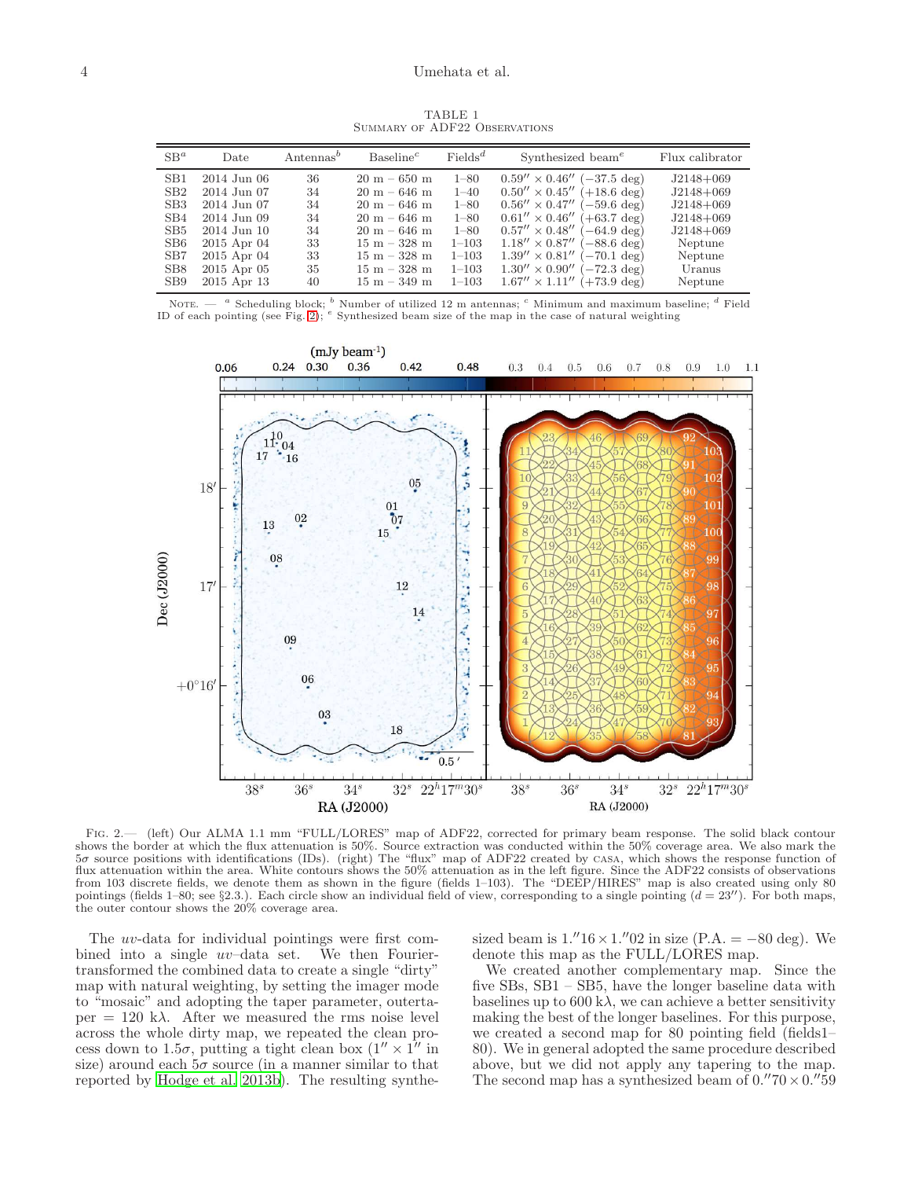TABLE 1
Summary of ADF22 Observations

| SB[a] | Date | Antennas[b] | Baseline[c] | Fields[d] | Synthesized beam[e] | Flux calibrator |
|---|---|---|---|---|---|---|
| SB1 | 2014 Jun 06 | 36 | 20 m – 650 m | 1–80 | 0.59″ × 0.46″ (−37.5 deg) | J2148+069 |
| SB2 | 2014 Jun 07 | 34 | 20 m – 646 m | 1–40 | 0.50″ × 0.45″ (+18.6 deg) | J2148+069 |
| SB3 | 2014 Jun 07 | 34 | 20 m – 646 m | 1–80 | 0.56″ × 0.47″ (−59.6 deg) | J2148+069 |
| SB4 | 2014 Jun 09 | 34 | 20 m – 646 m | 1–80 | 0.61″ × 0.46″ (+63.7 deg) | J2148+069 |
| SB5 | 2014 Jun 10 | 34 | 20 m – 646 m | 1–80 | 0.57″ × 0.48″ (−64.9 deg) | J2148+069 |
| SB6 | 2015 Apr 04 | 33 | 15 m – 328 m | 1–103 | 1.18″ × 0.87″ (−88.6 deg) | Neptune |
| SB7 | 2015 Apr 04 | 33 | 15 m – 328 m | 1–103 | 1.39″ × 0.81″ (−70.1 deg) | Neptune |
| SB8 | 2015 Apr 05 | 35 | 15 m – 328 m | 1–103 | 1.30″ × 0.90″ (−72.3 deg) | Uranus |
| SB9 | 2015 Apr 13 | 40 | 15 m – 349 m | 1–103 | 1.67″ × 1.11″ (+73.9 deg) | Neptune |

Note. — [a] Scheduling block; [b] Number of utilized 12 m antennas; [c] Minimum and maximum baseline; [d] Field ID of each pointing (see Fig. 2); [e] Synthesized beam size of the map in the case of natural weighting

Fig. 2.— (left) Our ALMA 1.1 mm "FULL/LORES" map of ADF22, corrected for primary beam response. The solid black contour shows the border at which the flux attenuation is 50%. Source extraction was conducted within the 50% coverage area. We also mark the 5$\sigma$ source positions with identifications (IDs). (right) The "flux" map of ADF22 created by casa, which shows the response function of flux attenuation within the area. White contours shows the 50% attenuation as in the left figure. Since the ADF22 consists of observations from 103 discrete fields, we denote them as shown in the figure (fields 1–103). The "DEEP/HIRES" map is also created using only 80 pointings (fields 1–80; see §2.3.). Each circle show an individual field of view, corresponding to a single pointing ($d = 23''$). For both maps, the outer contour shows the 20% coverage area.

The $uv$-data for individual pointings were first combined into a single $uv$–data set. We then Fourier-transformed the combined data to create a single "dirty" map with natural weighting, by setting the imager mode to "mosaic" and adopting the taper parameter, outertaper = 120 k$\lambda$. After we measured the rms noise level across the whole dirty map, we repeated the clean process down to 1.5$\sigma$, putting a tight clean box ($1'' \times 1''$ in size) around each 5$\sigma$ source (in a manner similar to that reported by Hodge et al. 2013b). The resulting synthesized beam is $1.''16 \times 1.''02$ in size (P.A. = −80 deg). We denote this map as the FULL/LORES map.

We created another complementary map. Since the five SBs, SB1 – SB5, have the longer baseline data with baselines up to 600 k$\lambda$, we can achieve a better sensitivity making the best of the longer baselines. For this purpose, we created a second map for 80 pointing field (fields1–80). We in general adopted the same procedure described above, but we did not apply any tapering to the map. The second map has a synthesized beam of $0.''70 \times 0.''59$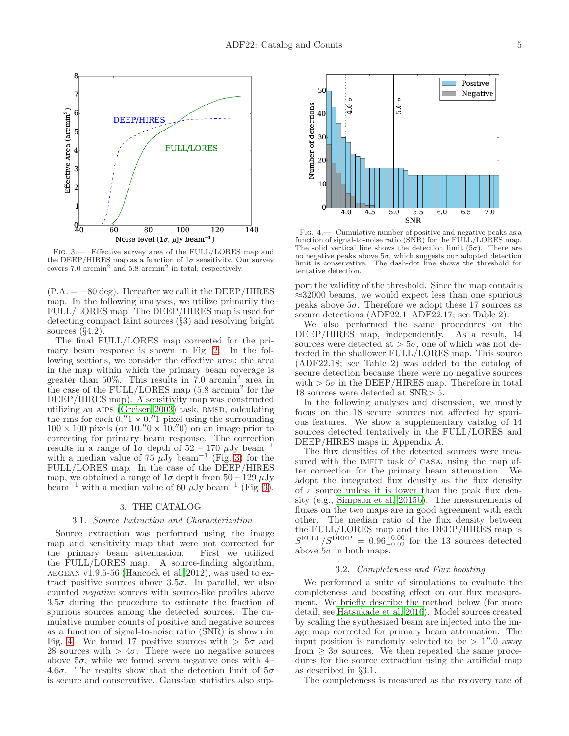FIG. 3.— Effective survey area of the FULL/LORES map and the DEEP/HIRES map as a function of 1σ sensitivity. Our survey covers 7.0 arcmin$^2$ and 5.8 arcmin$^2$ in total, respectively.

FIG. 4.— Cumulative number of positive and negative peaks as a function of signal-to-noise ratio (SNR) for the FULL/LORES map. The solid vertical line shows the detection limit (5σ). There are no negative peaks above 5σ, which suggests our adopted detection limit is conservative. The dash-dot line shows the threshold for tentative detection.

(P.A. = −80 deg). Hereafter we call it the DEEP/HIRES map. In the following analyses, we utilize primarily the FULL/LORES map. The DEEP/HIRES map is used for detecting compact faint sources (§3) and resolving bright sources (§4.2).

The final FULL/LORES map corrected for the primary beam response is shown in Fig. 2. In the following sections, we consider the effective area; the area in the map within which the primary beam coverage is greater than 50%. This results in 7.0 arcmin$^2$ area in the case of the FULL/LORES map (5.8 arcmin$^2$ for the DEEP/HIRES map). A sensitivity map was constructed utilizing an AIPS (Greisen 2003) task, RMSD, calculating the rms for each $0.''1 \times 0.''1$ pixel using the surrounding $100 \times 100$ pixels (or $10.''0 \times 10.''0$) on an image prior to correcting for primary beam response. The correction results in a range of 1σ depth of 52 – 170 μJy beam$^{-1}$ with a median value of 75 μJy beam$^{-1}$ (Fig. 3) for the FULL/LORES map. In the case of the DEEP/HIRES map, we obtained a range of 1σ depth from 50 – 129 μJy beam$^{-1}$ with a median value of 60 μJy beam$^{-1}$ (Fig. 3).

## 3. THE CATALOG

### 3.1. *Source Extraction and Characterization*

Source extraction was performed using the image map and sensitivity map that were not corrected for the primary beam attenuation. First we utilized the FULL/LORES map. A source-finding algorithm, AEGEAN v1.9.5-56 (Hancock et al. 2012), was used to extract positive sources above 3.5σ. In parallel, we also counted *negative* sources with source-like profiles above 3.5σ during the procedure to estimate the fraction of spurious sources among the detected sources. The cumulative number counts of positive and negative sources as a function of signal-to-noise ratio (SNR) is shown in Fig. 4. We found 17 positive sources with > 5σ and 28 sources with > 4σ. There were no negative sources above 5σ, while we found seven negative ones with 4–4.6σ. The results show that the detection limit of 5σ is secure and conservative. Gaussian statistics also support the validity of the threshold. Since the map contains ≈32000 beams, we would expect less than one spurious peaks above 5σ. Therefore we adopt these 17 sources as secure detections (ADF22.1–ADF22.17; see Table 2).

We also performed the same procedures on the DEEP/HIRES map, independently. As a result, 14 sources were detected at > 5σ, one of which was not detected in the shallower FULL/LORES map. This source (ADF22.18; see Table 2) was added to the catalog of secure detection because there were no negative sources with > 5σ in the DEEP/HIRES map. Therefore in total 18 sources were detected at SNR> 5.

In the following analyses and discussion, we mostly focus on the 18 secure sources not affected by spurious features. We show a supplementary catalog of 14 sources detected tentatively in the FULL/LORES and DEEP/HIRES maps in Appendix A.

The flux densities of the detected sources were measured with the IMFIT task of CASA, using the map after correction for the primary beam attenuation. We adopt the integrated flux density as the flux density of a source unless it is lower than the peak flux density (e.g., Simpson et al. 2015b). The measurements of fluxes on the two maps are in good agreement with each other. The median ratio of the flux density between the FULL/LORES map and the DEEP/HIRES map is $S^{\rm FULL}/S^{\rm DEEP} = 0.96^{+0.00}_{-0.02}$ for the 13 sources detected above 5σ in both maps.

### 3.2. *Completeness and Flux boosting*

We performed a suite of simulations to evaluate the completeness and boosting effect on our flux measurement. We briefly describe the method below (for more detail, see Hatsukade et al. 2016). Model sources created by scaling the synthesized beam are injected into the image map corrected for primary beam attenuation. The input position is randomly selected to be $> 1''.0$ away from ≥ 3σ sources. We then repeated the same procedures for the source extraction using the artificial map as described in §3.1.

The completeness is measured as the recovery rate of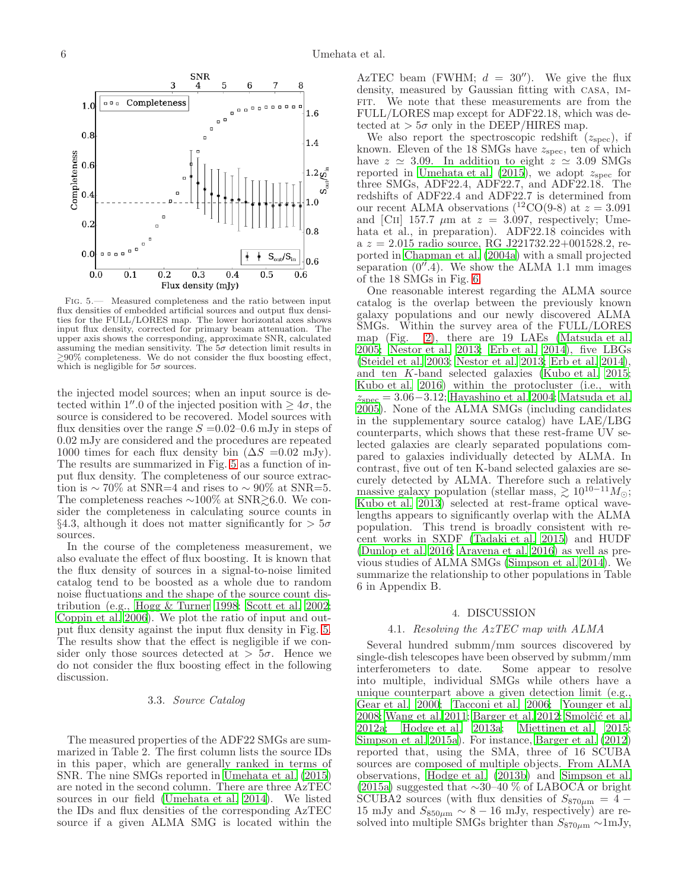Fig. 5.— Measured completeness and the ratio between input flux densities of embedded artificial sources and output flux densities for the FULL/LORES map. The lower horizontal axes shows input flux density, corrected for primary beam attenuation. The upper axis shows the corresponding, approximate SNR, calculated assuming the median sensitivity. The $5\sigma$ detection limit results in $\gtrsim$90% completeness. We do not consider the flux boosting effect, which is negligible for $5\sigma$ sources.

the injected model sources; when an input source is detected within $1''.0$ of the injected position with $\geq 4\sigma$, the source is considered to be recovered. Model sources with flux densities over the range $S$ =0.02–0.6 mJy in steps of 0.02 mJy are considered and the procedures are repeated 1000 times for each flux density bin ($\Delta S$ =0.02 mJy). The results are summarized in Fig. 5 as a function of input flux density. The completeness of our source extraction is ∼ 70% at SNR=4 and rises to ∼ 90% at SNR=5. The completeness reaches ∼100% at SNR$\gtrsim$6.0. We consider the completeness in calculating source counts in §4.3, although it does not matter significantly for $> 5\sigma$ sources.

In the course of the completeness measurement, we also evaluate the effect of flux boosting. It is known that the flux density of sources in a signal-to-noise limited catalog tend to be boosted as a whole due to random noise fluctuations and the shape of the source count distribution (e.g., Hogg & Turner 1998; Scott et al. 2002; Coppin et al. 2006). We plot the ratio of input and output flux density against the input flux density in Fig. 5. The results show that the effect is negligible if we consider only those sources detected at $> 5\sigma$. Hence we do not consider the flux boosting effect in the following discussion.

### 3.3. *Source Catalog*

The measured properties of the ADF22 SMGs are summarized in Table 2. The first column lists the source IDs in this paper, which are generally ranked in terms of SNR. The nine SMGs reported in Umehata et al. (2015) are noted in the second column. There are three AzTEC sources in our field (Umehata et al. 2014). We listed the IDs and flux densities of the corresponding AzTEC source if a given ALMA SMG is located within the AzTEC beam (FWHM; $d$ = 30″). We give the flux density, measured by Gaussian fitting with CASA, IMFIT. We note that these measurements are from the FULL/LORES map except for ADF22.18, which was detected at $> 5\sigma$ only in the DEEP/HIRES map.

We also report the spectroscopic redshift ($z_{\rm spec}$), if known. Eleven of the 18 SMGs have $z_{\rm spec}$, ten of which have $z \simeq 3.09$. In addition to eight $z \simeq 3.09$ SMGs reported in Umehata et al. (2015), we adopt $z_{\rm spec}$ for three SMGs, ADF22.4, ADF22.7, and ADF22.18. The redshifts of ADF22.4 and ADF22.7 is determined from our recent ALMA observations ($^{12}$CO(9-8) at $z = 3.091$ and [CII] 157.7 $\mu$m at $z = 3.097$, respectively; Umehata et al., in preparation). ADF22.18 coincides with a $z = 2.015$ radio source, RG J221732.22+001528.2, reported in Chapman et al. (2004a) with a small projected separation ($0''.4$). We show the ALMA 1.1 mm images of the 18 SMGs in Fig. 6.

One reasonable interest regarding the ALMA source catalog is the overlap between the previously known galaxy populations and our newly discovered ALMA SMGs. Within the survey area of the FULL/LORES map (Fig. 2), there are 19 LAEs (Matsuda et al. 2005; Nestor et al. 2013; Erb et al. 2014), five LBGs (Steidel et al. 2003; Nestor et al. 2013; Erb et al. 2014), and ten $K$-band selected galaxies (Kubo et al. 2015; Kubo et al. 2016) within the protocluster (i.e., with $z_{\rm spec} = 3.06-3.12$; Hayashino et al. 2004; Matsuda et al. 2005). None of the ALMA SMGs (including candidates in the supplementary source catalog) have LAE/LBG counterparts, which shows that these rest-frame UV selected galaxies are clearly separated populations compared to galaxies individually detected by ALMA. In contrast, five out of ten K-band selected galaxies are securely detected by ALMA. Therefore such a relatively massive galaxy population (stellar mass, $\gtrsim 10^{10-11} M_\odot$; Kubo et al. 2013) selected at rest-frame optical wavelengths appears to significantly overlap with the ALMA population. This trend is broadly consistent with recent works in SXDF (Tadaki et al. 2015) and HUDF (Dunlop et al. 2016; Aravena et al. 2016) as well as previous studies of ALMA SMGs (Simpson et al. 2014). We summarize the relationship to other populations in Table 6 in Appendix B.

## 4. DISCUSSION

### 4.1. *Resolving the AzTEC map with ALMA*

Several hundred submm/mm sources discovered by single-dish telescopes have been observed by submm/mm interferometers to date. Some appear to resolve into multiple, individual SMGs while others have a unique counterpart above a given detection limit (e.g., Gear et al. 2000; Tacconi et al. 2006; Younger et al. 2008; Wang et al. 2011; Barger et al. 2012; Smolčić et al. 2012a; Hodge et al. 2013a; Miettinen et al. 2015; Simpson et al. 2015a). For instance, Barger et al. (2012) reported that, using the SMA, three of 16 SCUBA sources are composed of multiple objects. From ALMA observations, Hodge et al. (2013b) and Simpson et al. (2015a) suggested that ∼30–40 % of LABOCA or bright SCUBA2 sources (with flux densities of $S_{870\mu{\rm m}} = 4-15$ mJy and $S_{850\mu{\rm m}} \sim 8-16$ mJy, respectively) are resolved into multiple SMGs brighter than $S_{870\mu{\rm m}}$ ∼1mJy,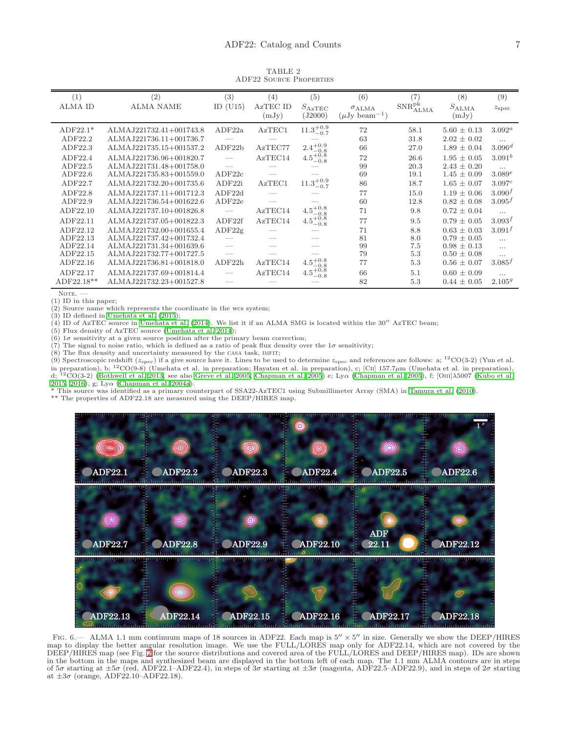TABLE 2
ADF22 Source Properties

| (1) ALMA ID | (2) ALMA NAME | (3) ID (U15) | (4) AzTEC ID | (5) $S_{\rm AzTEC}$ (mJy) | (6) $\sigma_{\rm ALMA}$ ($\mu$Jy beam$^{-1}$) | (7) ${\rm SNR}^{\rm pk}_{\rm ALMA}$ | (8) $S_{\rm ALMA}$ (mJy) | (9) $z_{\rm spec}$ |
|---|---|---|---|---|---|---|---|---|
| ADF22.1* | ALMAJ221732.41+001743.8 | ADF22a | AzTEC1 | $11.3^{+0.9}_{-0.7}$ | 72 | 58.1 | 5.60 ± 0.13 | 3.092[a] |
| ADF22.2 | ALMAJ221736.11+001736.7 | — | — | — | 63 | 31.8 | 2.02 ± 0.02 | ... |
| ADF22.3 | ALMAJ221735.15+001537.2 | ADF22b | AzTEC77 | $2.4^{+0.9}_{-0.8}$ | 66 | 27.0 | 1.89 ± 0.04 | 3.096[d] |
| ADF22.4 | ALMAJ221736.96+001820.7 | — | AzTEC14 | $4.5^{+0.8}_{-0.8}$ | 72 | 26.6 | 1.95 ± 0.05 | 3.091[b] |
| ADF22.5 | ALMAJ221731.48+001758.0 | — | — | — | 99 | 20.3 | 2.43 ± 0.20 | ... |
| ADF22.6 | ALMAJ221735.83+001559.0 | ADF22c | — | — | 69 | 19.1 | 1.45 ± 0.09 | 3.089[e] |
| ADF22.7 | ALMAJ221732.20+001735.6 | ADF22i | AzTEC1 | $11.3^{+0.9}_{-0.7}$ | 86 | 18.7 | 1.65 ± 0.07 | 3.097[c] |
| ADF22.8 | ALMAJ221737.11+001712.3 | ADF22d | — | — | 77 | 15.0 | 1.19 ± 0.06 | 3.090[f] |
| ADF22.9 | ALMAJ221736.54+001622.6 | ADF22e | — | — | 60 | 12.8 | 0.82 ± 0.08 | 3.095[f] |
| ADF22.10 | ALMAJ221737.10+001826.8 | — | AzTEC14 | $4.5^{+0.8}_{-0.8}$ | 71 | 9.8 | 0.72 ± 0.04 | ... |
| ADF22.11 | ALMAJ221737.05+001822.3 | ADF22f | AzTEC14 | $4.5^{+0.8}_{-0.8}$ | 77 | 9.5 | 0.79 ± 0.05 | 3.093[f] |
| ADF22.12 | ALMAJ221732.00+001655.4 | ADF22g | — | — | 71 | 8.8 | 0.63 ± 0.03 | 3.091[f] |
| ADF22.13 | ALMAJ221737.42+001732.4 | — | — | — | 81 | 8.0 | 0.79 ± 0.05 | ... |
| ADF22.14 | ALMAJ221731.34+001639.6 | — | — | — | 99 | 7.5 | 0.98 ± 0.13 | ... |
| ADF22.15 | ALMAJ221732.77+001727.5 | — | — | — | 79 | 5.3 | 0.50 ± 0.08 | ... |
| ADF22.16 | ALMAJ221736.81+001818.0 | ADF22h | AzTEC14 | $4.5^{+0.8}_{-0.8}$ | 77 | 5.3 | 0.56 ± 0.07 | 3.085[f] |
| ADF22.17 | ALMAJ221737.69+001814.4 | — | AzTEC14 | $4.5^{+0.8}_{-0.8}$ | 66 | 5.1 | 0.60 ± 0.09 | ... |
| ADF22.18** | ALMAJ221732.23+001527.8 | — | — | — | 82 | 5.3 | 0.44 ± 0.05 | 2.105[g] |

Note. —
(1) ID in this paper;
(2) Source name which represents the coordinate in the wcs system;
(3) ID defined in Umehata et al. (2015);
(4) ID of AzTEC source in Umehata et al. (2014). We list it if an ALMA SMG is located within the 30″ AzTEC beam;
(5) Flux density of AzTEC source (Umehata et al. 2014);
(6) 1σ sensitivity at a given source position after the primary beam correction;
(7) The signal to noise ratio, which is defined as a ratio of peak flux density over the 1σ sensitivity;
(8) The flux density and uncertainty measured by the CASA task, IMFIT;
(9) Spectroscopic redshift ($z_{\rm spec}$) if a give source have it. Lines to be used to determine $z_{\rm spec}$ and references are follows: a; $^{12}$CO(3-2) (Yun et al. in preparation), b; $^{12}$CO(9-8) (Umehata et al. in preparation; Hayatsu et al. in preparation), c; [CII] 157.7μm (Umehata et al. in preparation), d; $^{12}$CO(3-2) (Bothwell et al. 2013, see also Greve et al. 2005, Chapman et al. 2005) e; Lyα (Chapman et al. 2005), f; [OIII]λ5007 (Kubo et al. 2015, 2016), g; Lyα (Chapman et al. 2004a).
* This source was identified as a primary counterpart of SSA22-AzTEC1 using Submillimeter Array (SMA) in Tamura et al. (2010).
** The properties of ADF22.18 are measured using the DEEP/HIRES map.

Fig. 6.— ALMA 1.1 mm continuum maps of 18 sources in ADF22. Each map is 5″ × 5″ in size. Generally we show the DEEP/HIRES map to display the better angular resolution image. We use the FULL/LORES map only for ADF22.14, which are not covered by the DEEP/HIRES map (see Fig. 2 for the source distributions and covered area of the FULL/LORES and DEEP/HIRES map). IDs are shown in the bottom in the maps and synthesized beam are displayed in the bottom left of each map. The 1.1 mm ALMA contours are in steps of 5σ starting at ±5σ (red, ADF22.1–ADF22.4), in steps of 3σ starting at ±3σ (magenta, ADF22.5–ADF22.9), and in steps of 2σ starting at ±3σ (orange, ADF22.10–ADF22.18).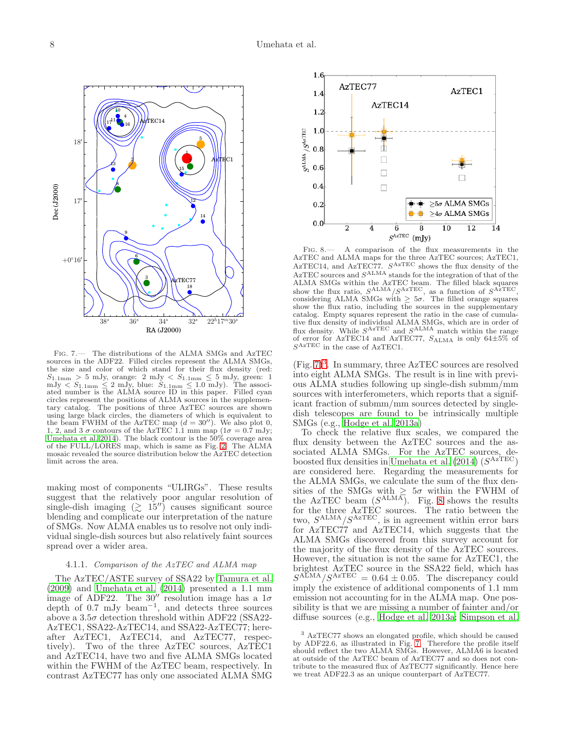Fig. 7.— The distributions of the ALMA SMGs and AzTEC sources in the ADF22. Filled circles represent the ALMA SMGs, the size and color of which stand for their flux density (red: $S_{1.1\mathrm{mm}} > 5$ mJy, orange: 2 mJy $< S_{1.1\mathrm{mm}} \leq 5$ mJy, green: 1 mJy $< S_{1.1\mathrm{mm}} \leq 2$ mJy, blue: $S_{1.1\mathrm{mm}} \leq 1.0$ mJy). The associated number is the ALMA source ID in this paper. Filled cyan circles represent the positions of ALMA sources in the supplementary catalog. The positions of three AzTEC sources are shown using large black circles, the diameters of which is equivalent to the beam FWHM of the AzTEC map ($d = 30''$). We also plot 0, 1, 2, and 3 $\sigma$ contours of the AzTEC 1.1 mm map ($1\sigma = 0.7$ mJy; Umehata et al. 2014). The black contour is the 50% coverage area of the FULL/LORES map, which is same as Fig. 2. The ALMA mosaic revealed the source distribution below the AzTEC detection limit across the area.

Fig. 8.— A comparison of the flux measurements in the AzTEC and ALMA maps for the three AzTEC sources; AzTEC1, AzTEC14, and AzTEC77. $S^{\mathrm{AzTEC}}$ shows the flux density of the AzTEC sources and $S^{\mathrm{ALMA}}$ stands for the integration of that of the ALMA SMGs within the AzTEC beam. The filled black squares show the flux ratio, $S^{\mathrm{ALMA}}/S^{\mathrm{AzTEC}}$, as a function of $S^{\mathrm{AzTEC}}$, considering ALMA SMGs with $\geq 5\sigma$. The filled orange squares show the flux ratio, including the sources in the supplementary catalog. Empty squares represent the ratio in the case of cumulative flux density of individual ALMA SMGs, which are in order of flux density. While $S^{\mathrm{AzTEC}}$ and $S^{\mathrm{ALMA}}$ match within the range of error for AzTEC14 and AzTEC77, $S_{\mathrm{ALMA}}$ is only $64\pm5$% of $S^{\mathrm{AzTEC}}$ in the case of AzTEC1.

making most of components "ULIRGs". These results suggest that the relatively poor angular resolution of single-dish imaging ($\gtrsim 15''$) causes significant source blending and complicate our interpretation of the nature of SMGs. Now ALMA enables us to resolve not only individual single-dish sources but also relatively faint sources spread over a wider area.

#### 4.1.1. *Comparison of the AzTEC and ALMA map*

The AzTEC/ASTE survey of SSA22 by Tamura et al. (2009) and Umehata et al. (2014) presented a 1.1 mm image of ADF22. The $30''$ resolution image has a $1\sigma$ depth of 0.7 mJy beam$^{-1}$, and detects three sources above a $3.5\sigma$ detection threshold within ADF22 (SSA22-AzTEC1, SSA22-AzTEC14, and SSA22-AzTEC77; hereafter AzTEC1, AzTEC14, and AzTEC77, respectively). Two of the three AzTEC sources, AzTEC1 and AzTEC14, have two and five ALMA SMGs located within the FWHM of the AzTEC beam, respectively. In contrast AzTEC77 has only one associated ALMA SMG (Fig. 7)[3]. In summary, three AzTEC sources are resolved into eight ALMA SMGs. The result is in line with previous ALMA studies following up single-dish submm/mm sources with interferometers, which reports that a significant fraction of submm/mm sources detected by single-dish telescopes are found to be intrinsically multiple SMGs (e.g., Hodge et al. 2013a)

To check the relative flux scales, we compared the flux density between the AzTEC sources and the associated ALMA SMGs. For the AzTEC sources, deboosted flux densities in Umehata et al. (2014) ($S^{\mathrm{AzTEC}}$) are considered here. Regarding the measurements for the ALMA SMGs, we calculate the sum of the flux densities of the SMGs with $\geq 5\sigma$ within the FWHM of the AzTEC beam ($S^{\mathrm{ALMA}}$). Fig. 8 shows the results for the three AzTEC sources. The ratio between the two, $S^{\mathrm{ALMA}}/S^{\mathrm{AzTEC}}$, is in agreement within error bars for AzTEC77 and AzTEC14, which suggests that the ALMA SMGs discovered from this survey account for the majority of the flux density of the AzTEC sources. However, the situation is not the same for AzTEC1, the brightest AzTEC source in the SSA22 field, which has $S^{\mathrm{ALMA}}/S^{\mathrm{AzTEC}} = 0.64 \pm 0.05$. The discrepancy could imply the existence of additional components of 1.1 mm emission not accounting for in the ALMA map. One possibility is that we are missing a number of fainter and/or diffuse sources (e.g., Hodge et al. 2013a; Simpson et al.

[3] AzTEC77 shows an elongated profile, which should be caused by ADF22.6, as illustrated in Fig. 7. Therefore the profile itself should reflect the two ALMA SMGs. However, ALMA6 is located at outside of the AzTEC beam of AzTEC77 and so does not contribute to the measured flux of AzTEC77 significantly. Hence here we treat ADF22.3 as an unique counterpart of AzTEC77.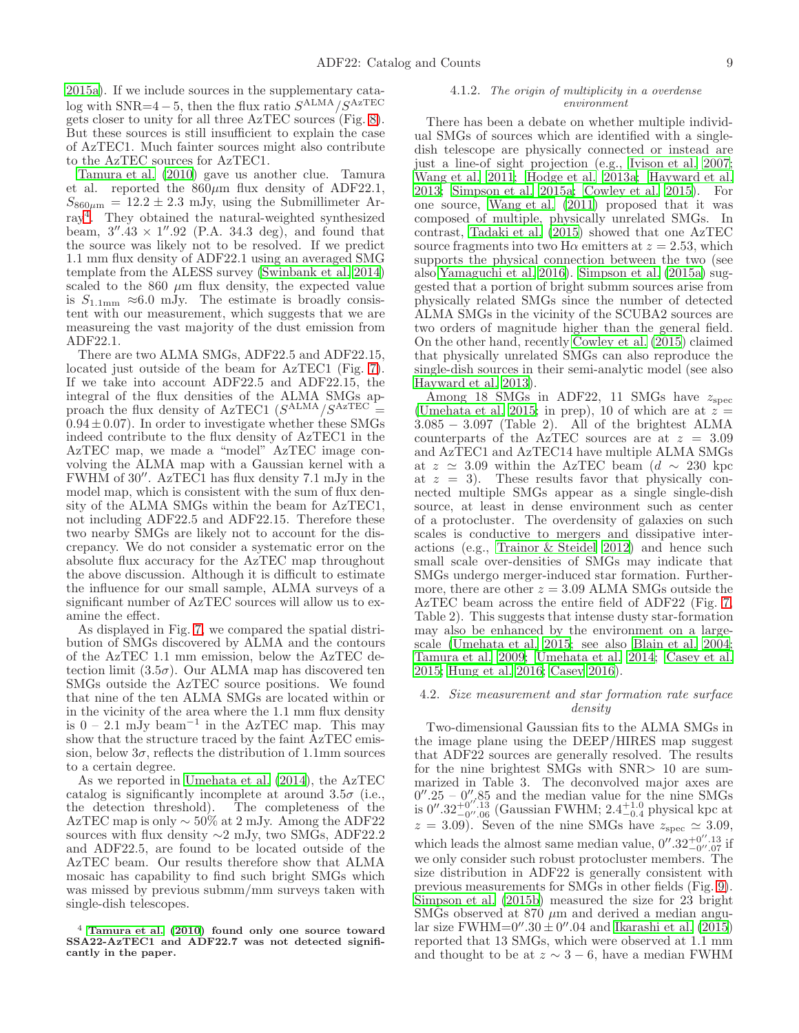2015a). If we include sources in the supplementary catalog with SNR=4 − 5, then the flux ratio $S^{\rm ALMA}/S^{\rm AzTEC}$ gets closer to unity for all three AzTEC sources (Fig. 8). But these sources is still insufficient to explain the case of AzTEC1. Much fainter sources might also contribute to the AzTEC sources for AzTEC1.

Tamura et al. (2010) gave us another clue. Tamura et al. reported the 860$\mu$m flux density of ADF22.1, $S_{860\mu{\rm m}} = 12.2 \pm 2.3$ mJy, using the Submillimeter Array[4]. They obtained the natural-weighted synthesized beam, $3''.43 \times 1''.92$ (P.A. 34.3 deg), and found that the source was likely not to be resolved. If we predict 1.1 mm flux density of ADF22.1 using an averaged SMG template from the ALESS survey (Swinbank et al. 2014) scaled to the 860 $\mu$m flux density, the expected value is $S_{\rm 1.1mm} \approx 6.0$ mJy. The estimate is broadly consistent with our measurement, which suggests that we are measureing the vast majority of the dust emission from ADF22.1.

There are two ALMA SMGs, ADF22.5 and ADF22.15, located just outside of the beam for AzTEC1 (Fig. 7). If we take into account ADF22.5 and ADF22.15, the integral of the flux densities of the ALMA SMGs approach the flux density of AzTEC1 ($S^{\rm ALMA}/S^{\rm AzTEC} = 0.94 \pm 0.07$). In order to investigate whether these SMGs indeed contribute to the flux density of AzTEC1 in the AzTEC map, we made a "model" AzTEC image convolving the ALMA map with a Gaussian kernel with a FWHM of $30''$. AzTEC1 has flux density 7.1 mJy in the model map, which is consistent with the sum of flux density of the ALMA SMGs within the beam for AzTEC1, not including ADF22.5 and ADF22.15. Therefore these two nearby SMGs are likely not to account for the discrepancy. We do not consider a systematic error on the absolute flux accuracy for the AzTEC map throughout the above discussion. Although it is difficult to estimate the influence for our small sample, ALMA surveys of a significant number of AzTEC sources will allow us to examine the effect.

As displayed in Fig. 7, we compared the spatial distribution of SMGs discovered by ALMA and the contours of the AzTEC 1.1 mm emission, below the AzTEC detection limit ($3.5\sigma$). Our ALMA map has discovered ten SMGs outside the AzTEC source positions. We found that nine of the ten ALMA SMGs are located within or in the vicinity of the area where the 1.1 mm flux density is 0 – 2.1 mJy beam$^{-1}$ in the AzTEC map. This may show that the structure traced by the faint AzTEC emission, below $3\sigma$, reflects the distribution of 1.1mm sources to a certain degree.

As we reported in Umehata et al. (2014), the AzTEC catalog is significantly incomplete at around $3.5\sigma$ (i.e., the detection threshold). The completeness of the AzTEC map is only $\sim 50$% at 2 mJy. Among the ADF22 sources with flux density $\sim$2 mJy, two SMGs, ADF22.2 and ADF22.5, are found to be located outside of the AzTEC beam. Our results therefore show that ALMA mosaic has capability to find such bright SMGs which was missed by previous submm/mm surveys taken with single-dish telescopes.

[4] **Tamura et al. (2010) found only one source toward SSA22-AzTEC1 and ADF22.7 was not detected significantly in the paper.**

#### 4.1.2. *The origin of multiplicity in a overdense environment*

There has been a debate on whether multiple individual SMGs of sources which are identified with a single-dish telescope are physically connected or instead are just a line-of sight projection (e.g., Ivison et al. 2007; Wang et al. 2011; Hodge et al. 2013a; Hayward et al. 2013; Simpson et al. 2015a; Cowley et al. 2015). For one source, Wang et al. (2011) proposed that it was composed of multiple, physically unrelated SMGs. In contrast, Tadaki et al. (2015) showed that one AzTEC source fragments into two H$\alpha$ emitters at $z = 2.53$, which supports the physical connection between the two (see also Yamaguchi et al. 2016). Simpson et al. (2015a) suggested that a portion of bright submm sources arise from physically related SMGs since the number of detected ALMA SMGs in the vicinity of the SCUBA2 sources are two orders of magnitude higher than the general field. On the other hand, recently Cowley et al. (2015) claimed that physically unrelated SMGs can also reproduce the single-dish sources in their semi-analytic model (see also Hayward et al. 2013).

Among 18 SMGs in ADF22, 11 SMGs have $z_{\rm spec}$ (Umehata et al. 2015; in prep), 10 of which are at $z = 3.085 - 3.097$ (Table 2). All of the brightest ALMA counterparts of the AzTEC sources are at $z = 3.09$ and AzTEC1 and AzTEC14 have multiple ALMA SMGs at $z \simeq 3.09$ within the AzTEC beam ($d \sim 230$ kpc at $z = 3$). These results favor that physically connected multiple SMGs appear as a single single-dish source, at least in dense environment such as center of a protocluster. The overdensity of galaxies on such scales is conductive to mergers and dissipative interactions (e.g., Trainor & Steidel 2012) and hence such small scale over-densities of SMGs may indicate that SMGs undergo merger-induced star formation. Furthermore, there are other $z = 3.09$ ALMA SMGs outside the AzTEC beam across the entire field of ADF22 (Fig. 7, Table 2). This suggests that intense dusty star-formation may also be enhanced by the environment on a large-scale (Umehata et al. 2015; see also Blain et al. 2004; Tamura et al. 2009; Umehata et al. 2014; Casey et al. 2015; Hung et al. 2016; Casey 2016).

### 4.2. *Size measurement and star formation rate surface density*

Two-dimensional Gaussian fits to the ALMA SMGs in the image plane using the DEEP/HIRES map suggest that ADF22 sources are generally resolved. The results for the nine brightest SMGs with SNR> 10 are summarized in Table 3. The deconvolved major axes are $0''.25 - 0''.85$ and the median value for the nine SMGs is $0''.32^{+0''.13}_{-0''.06}$ (Gaussian FWHM; $2.4^{+1.0}_{-0.4}$ physical kpc at $z = 3.09$). Seven of the nine SMGs have $z_{\rm spec} \simeq 3.09$, which leads the almost same median value, $0''.32^{+0''.13}_{-0''.07}$ if we only consider such robust protocluster members. The size distribution in ADF22 is generally consistent with previous measurements for SMGs in other fields (Fig. 9). Simpson et al. (2015b) measured the size for 23 bright SMGs observed at 870 $\mu$m and derived a median angular size FWHM=$0''.30 \pm 0''.04$ and Ikarashi et al. (2015) reported that 13 SMGs, which were observed at 1.1 mm and thought to be at $z \sim 3 - 6$, have a median FWHM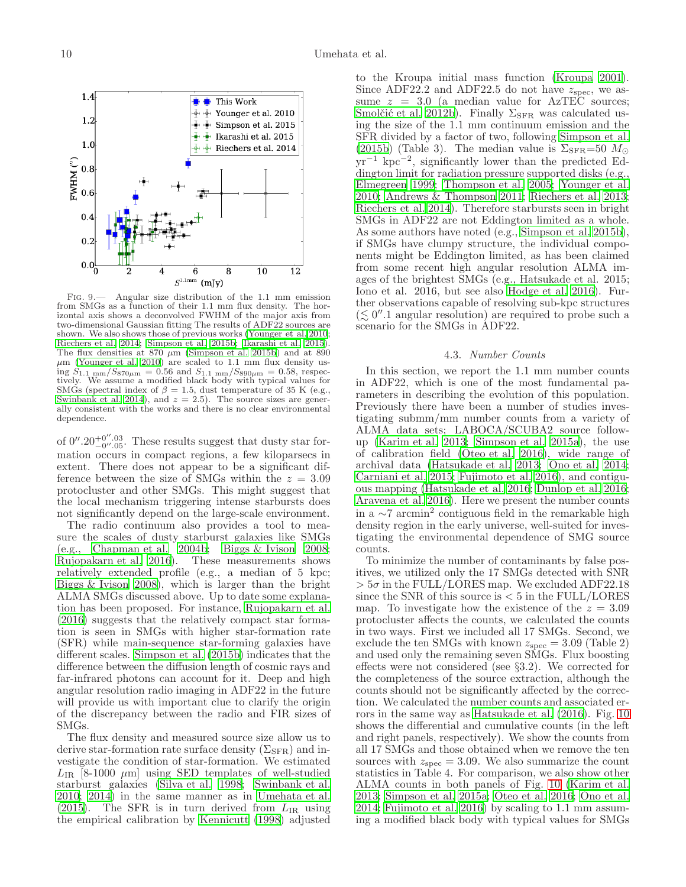Fig. 9.— Angular size distribution of the 1.1 mm emission from SMGs as a function of their 1.1 mm flux density. The horizontal axis shows a deconvolved FWHM of the major axis from two-dimensional Gaussian fitting The results of ADF22 sources are shown. We also shows those of previous works (Younger et al. 2010; Riechers et al. 2014; Simpson et al. 2015b; Ikarashi et al. 2015). The flux densities at 870 $\mu$m (Simpson et al. 2015b) and at 890 $\mu$m (Younger et al. 2010) are scaled to 1.1 mm flux density using $S_{1.1\ \mathrm{mm}}/S_{870\mu\mathrm{m}} = 0.56$ and $S_{1.1\ \mathrm{mm}}/S_{890\mu\mathrm{m}} = 0.58$, respectively. We assume a modified black body with typical values for SMGs (spectral index of $\beta = 1.5$, dust temperature of 35 K (e.g., Swinbank et al. 2014), and $z = 2.5$). The source sizes are generally consistent with the works and there is no clear environmental dependence.

of $0''.20^{+0''.03}_{-0''.05}$. These results suggest that dusty star formation occurs in compact regions, a few kiloparsecs in extent. There does not appear to be a significant difference between the size of SMGs within the $z = 3.09$ protocluster and other SMGs. This might suggest that the local mechanism triggering intense starbursts does not significantly depend on the large-scale environment.

The radio continuum also provides a tool to measure the scales of dusty starburst galaxies like SMGs (e.g., Chapman et al. 2004b; Biggs & Ivison 2008; Rujopakarn et al. 2016). These measurements shows relatively extended profile (e.g., a median of 5 kpc; Biggs & Ivison 2008), which is larger than the bright ALMA SMGs discussed above. Up to date some explanation has been proposed. For instance, Rujopakarn et al. (2016) suggests that the relatively compact star formation is seen in SMGs with higher star-formation rate (SFR) while main-sequence star-forming galaxies have different scales. Simpson et al. (2015b) indicates that the difference between the diffusion length of cosmic rays and far-infrared photons can account for it. Deep and high angular resolution radio imaging in ADF22 in the future will provide us with important clue to clarify the origin of the discrepancy between the radio and FIR sizes of SMGs.

The flux density and measured source size allow us to derive star-formation rate surface density ($\Sigma_{\mathrm{SFR}}$) and investigate the condition of star-formation. We estimated $L_{\mathrm{IR}}$ [8-1000 $\mu$m] using SED templates of well-studied starburst galaxies (Silva et al. 1998; Swinbank et al. 2010; 2014) in the same manner as in Umehata et al. (2015). The SFR is in turn derived from $L_{\mathrm{IR}}$ using the empirical calibration by Kennicutt (1998) adjusted to the Kroupa initial mass function (Kroupa 2001). Since ADF22.2 and ADF22.5 do not have $z_{\mathrm{spec}}$, we assume $z = 3.0$ (a median value for AzTEC sources; Smolčić et al. 2012b). Finally $\Sigma_{\mathrm{SFR}}$ was calculated using the size of the 1.1 mm continuum emission and the SFR divided by a factor of two, following Simpson et al. (2015b) (Table 3). The median value is $\Sigma_{\mathrm{SFR}}$=50 $M_{\odot}$ yr$^{-1}$ kpc$^{-2}$, significantly lower than the predicted Eddington limit for radiation pressure supported disks (e.g., Elmegreen 1999; Thompson et al. 2005; Younger et al. 2010; Andrews & Thompson 2011; Riechers et al. 2013; Riechers et al. 2014). Therefore starbursts seen in bright SMGs in ADF22 are not Eddington limited as a whole. As some authors have noted (e.g., Simpson et al. 2015b), if SMGs have clumpy structure, the individual components might be Eddington limited, as has been claimed from some recent high angular resolution ALMA images of the brightest SMGs (e.g., Hatsukade et al. 2015; Iono et al. 2016, but see also Hodge et al. 2016). Further observations capable of resolving sub-kpc structures ($\lesssim 0''.1$ angular resolution) are required to probe such a scenario for the SMGs in ADF22.

### 4.3. *Number Counts*

In this section, we report the 1.1 mm number counts in ADF22, which is one of the most fundamental parameters in describing the evolution of this population. Previously there have been a number of studies investigating submm/mm number counts from a variety of ALMA data sets; LABOCA/SCUBA2 source follow-up (Karim et al. 2013; Simpson et al. 2015a), the use of calibration field (Oteo et al. 2016), wide range of archival data (Hatsukade et al. 2013; Ono et al. 2014; Carniani et al. 2015; Fujimoto et al. 2016), and contiguous mapping (Hatsukade et al. 2016; Dunlop et al. 2016; Aravena et al. 2016). Here we present the number counts in a $\sim$7 arcmin$^2$ contiguous field in the remarkable high density region in the early universe, well-suited for investigating the environmental dependence of SMG source counts.

To minimize the number of contaminants by false positives, we utilized only the 17 SMGs detected with SNR $> 5\sigma$ in the FULL/LORES map. We excluded ADF22.18 since the SNR of this source is $< 5$ in the FULL/LORES map. To investigate how the existence of the $z = 3.09$ protocluster affects the counts, we calculated the counts in two ways. First we included all 17 SMGs. Second, we exclude the ten SMGs with known $z_{\mathrm{spec}} = 3.09$ (Table 2) and used only the remaining seven SMGs. Flux boosting effects were not considered (see §3.2). We corrected for the completeness of the source extraction, although the counts should not be significantly affected by the correction. We calculated the number counts and associated errors in the same way as Hatsukade et al. (2016). Fig. 10 shows the differential and cumulative counts (in the left and right panels, respectively). We show the counts from all 17 SMGs and those obtained when we remove the ten sources with $z_{\mathrm{spec}} = 3.09$. We also summarize the count statistics in Table 4. For comparison, we also show other ALMA counts in both panels of Fig. 10 (Karim et al. 2013; Simpson et al. 2015a; Oteo et al. 2016; Ono et al. 2014; Fujimoto et al. 2016) by scaling to 1.1 mm assuming a modified black body with typical values for SMGs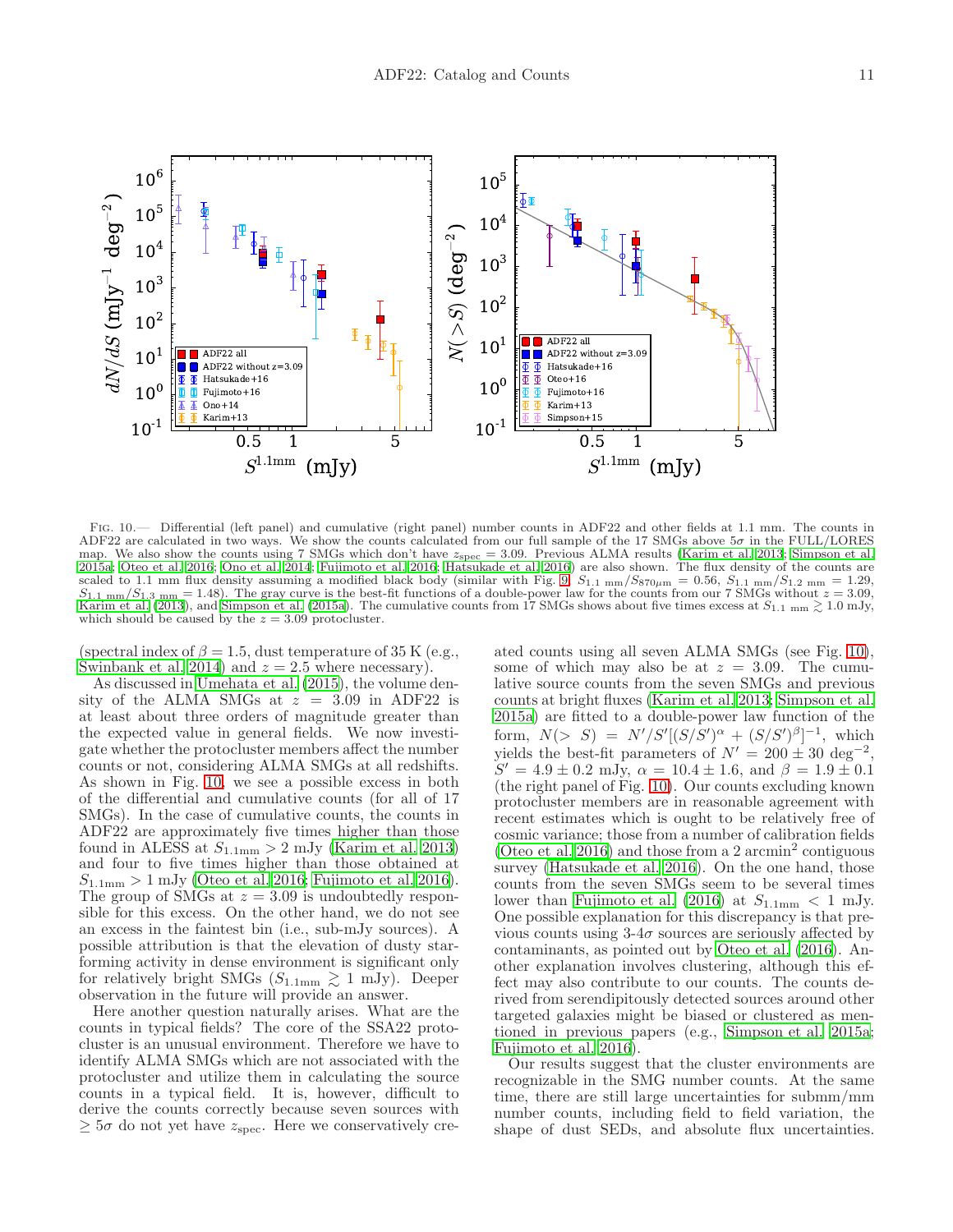Fig. 10.— Differential (left panel) and cumulative (right panel) number counts in ADF22 and other fields at 1.1 mm. The counts in ADF22 are calculated in two ways. We show the counts calculated from our full sample of the 17 SMGs above 5$\sigma$ in the FULL/LORES map. We also show the counts using 7 SMGs which don't have $z_{\rm spec} = 3.09$. Previous ALMA results (Karim et al. 2013; Simpson et al. 2015a; Oteo et al. 2016; Ono et al. 2014; Fujimoto et al. 2016; Hatsukade et al. 2016) are also shown. The flux density of the counts are scaled to 1.1 mm flux density assuming a modified black body (similar with Fig. 9. $S_{1.1\ \rm mm}/S_{870\mu \rm m} = 0.56$, $S_{1.1\ \rm mm}/S_{1.2\ \rm mm} = 1.29$, $S_{1.1\ \rm mm}/S_{1.3\ \rm mm} = 1.48$). The gray curve is the best-fit functions of a double-power law for the counts from our 7 SMGs without $z = 3.09$, Karim et al. (2013), and Simpson et al. (2015a). The cumulative counts from 17 SMGs shows about five times excess at $S_{1.1\ \rm mm} \gtrsim 1.0$ mJy, which should be caused by the $z = 3.09$ protocluster.

(spectral index of $\beta = 1.5$, dust temperature of 35 K (e.g., Swinbank et al. 2014) and $z = 2.5$ where necessary).

As discussed in Umehata et al. (2015), the volume density of the ALMA SMGs at $z = 3.09$ in ADF22 is at least about three orders of magnitude greater than the expected value in general fields. We now investigate whether the protocluster members affect the number counts or not, considering ALMA SMGs at all redshifts. As shown in Fig. 10, we see a possible excess in both of the differential and cumulative counts (for all of 17 SMGs). In the case of cumulative counts, the counts in ADF22 are approximately five times higher than those found in ALESS at $S_{1.1\rm mm} > 2$ mJy (Karim et al. 2013) and four to five times higher than those obtained at $S_{1.1\rm mm} > 1$ mJy (Oteo et al. 2016; Fujimoto et al. 2016). The group of SMGs at $z = 3.09$ is undoubtedly responsible for this excess. On the other hand, we do not see an excess in the faintest bin (i.e., sub-mJy sources). A possible attribution is that the elevation of dusty star-forming activity in dense environment is significant only for relatively bright SMGs ($S_{1.1\rm mm} \gtrsim 1$ mJy). Deeper observation in the future will provide an answer.

Here another question naturally arises. What are the counts in typical fields? The core of the SSA22 protocluster is an unusual environment. Therefore we have to identify ALMA SMGs which are not associated with the protocluster and utilize them in calculating the source counts in a typical field. It is, however, difficult to derive the counts correctly because seven sources with $\geq 5\sigma$ do not yet have $z_{\rm spec}$. Here we conservatively created counts using all seven ALMA SMGs (see Fig. 10), some of which may also be at $z = 3.09$. The cumulative source counts from the seven SMGs and previous counts at bright fluxes (Karim et al. 2013; Simpson et al. 2015a) are fitted to a double-power law function of the form, $N(> S) = N'/S'[(S/S')^{\alpha} + (S/S')^{\beta}]^{-1}$, which yields the best-fit parameters of $N' = 200 \pm 30$ deg$^{-2}$, $S' = 4.9 \pm 0.2$ mJy, $\alpha = 10.4 \pm 1.6$, and $\beta = 1.9 \pm 0.1$ (the right panel of Fig. 10). Our counts excluding known protocluster members are in reasonable agreement with recent estimates which is ought to be relatively free of cosmic variance; those from a number of calibration fields (Oteo et al. 2016) and those from a 2 arcmin$^2$ contiguous survey (Hatsukade et al. 2016). On the one hand, those counts from the seven SMGs seem to be several times lower than Fujimoto et al. (2016) at $S_{1.1\rm mm} < 1$ mJy. One possible explanation for this discrepancy is that previous counts using 3-4$\sigma$ sources are seriously affected by contaminants, as pointed out by Oteo et al. (2016). Another explanation involves clustering, although this effect may also contribute to our counts. The counts derived from serendipitously detected sources around other targeted galaxies might be biased or clustered as mentioned in previous papers (e.g., Simpson et al. 2015a; Fujimoto et al. 2016).

Our results suggest that the cluster environments are recognizable in the SMG number counts. At the same time, there are still large uncertainties for submm/mm number counts, including field to field variation, the shape of dust SEDs, and absolute flux uncertainties.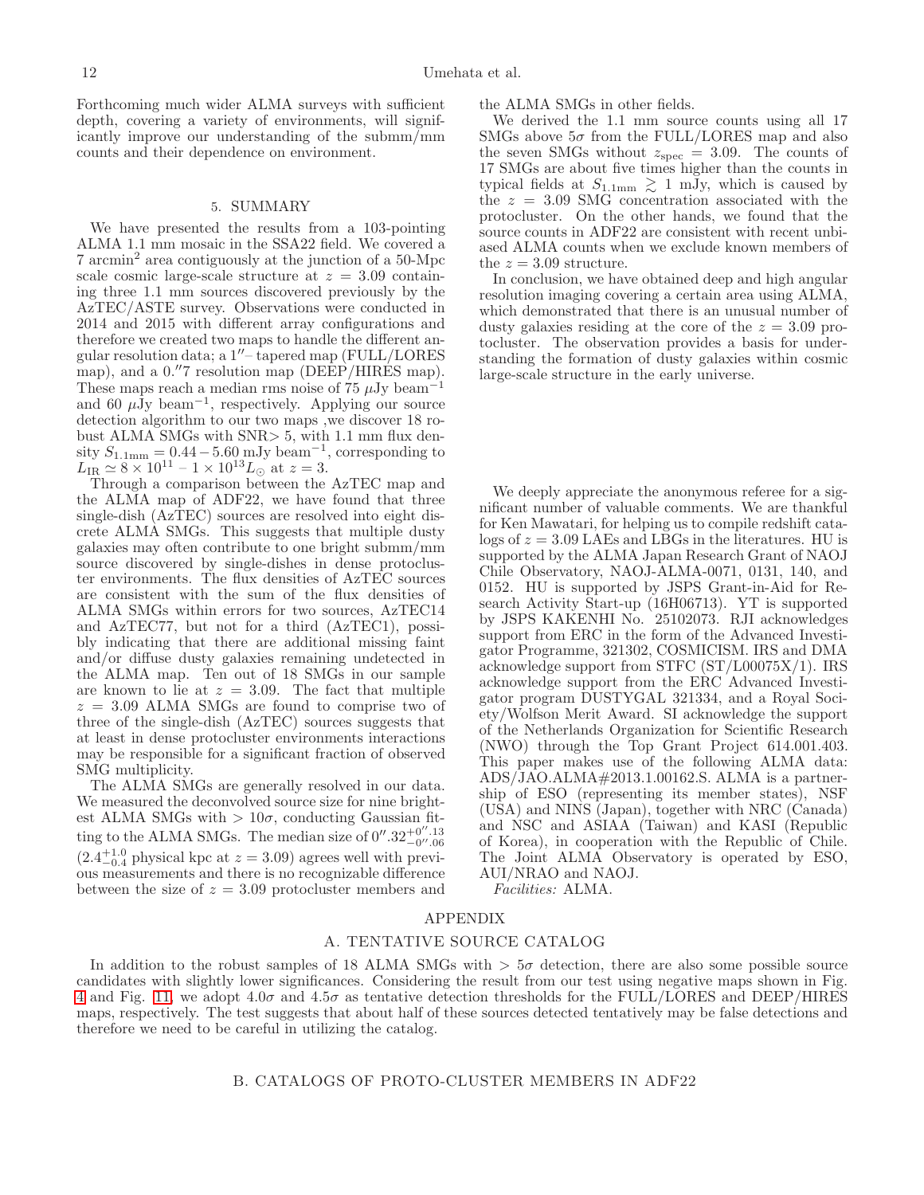Forthcoming much wider ALMA surveys with sufficient depth, covering a variety of environments, will significantly improve our understanding of the submm/mm counts and their dependence on environment.

## 5. SUMMARY

We have presented the results from a 103-pointing ALMA 1.1 mm mosaic in the SSA22 field. We covered a 7 arcmin$^2$ area contiguously at the junction of a 50-Mpc scale cosmic large-scale structure at $z = 3.09$ containing three 1.1 mm sources discovered previously by the AzTEC/ASTE survey. Observations were conducted in 2014 and 2015 with different array configurations and therefore we created two maps to handle the different angular resolution data; a $1''$– tapered map (FULL/LORES map), and a $0.''7$ resolution map (DEEP/HIRES map). These maps reach a median rms noise of 75 $\mu$Jy beam$^{-1}$ and 60 $\mu$Jy beam$^{-1}$, respectively. Applying our source detection algorithm to our two maps ,we discover 18 robust ALMA SMGs with SNR> 5, with 1.1 mm flux density $S_{1.1\mathrm{mm}} = 0.44 - 5.60$ mJy beam$^{-1}$, corresponding to $L_{\mathrm{IR}} \simeq 8 \times 10^{11}$ – $1 \times 10^{13} L_{\odot}$ at $z = 3$.

Through a comparison between the AzTEC map and the ALMA map of ADF22, we have found that three single-dish (AzTEC) sources are resolved into eight discrete ALMA SMGs. This suggests that multiple dusty galaxies may often contribute to one bright submm/mm source discovered by single-dishes in dense protocluster environments. The flux densities of AzTEC sources are consistent with the sum of the flux densities of ALMA SMGs within errors for two sources, AzTEC14 and AzTEC77, but not for a third (AzTEC1), possibly indicating that there are additional missing faint and/or diffuse dusty galaxies remaining undetected in the ALMA map. Ten out of 18 SMGs in our sample are known to lie at $z = 3.09$. The fact that multiple $z = 3.09$ ALMA SMGs are found to comprise two of three of the single-dish (AzTEC) sources suggests that at least in dense protocluster environments interactions may be responsible for a significant fraction of observed SMG multiplicity.

The ALMA SMGs are generally resolved in our data. We measured the deconvolved source size for nine brightest ALMA SMGs with $> 10\sigma$, conducting Gaussian fitting to the ALMA SMGs. The median size of $0''.32^{+0''.13}_{-0''.06}$ ($2.4^{+1.0}_{-0.4}$ physical kpc at $z = 3.09$) agrees well with previous measurements and there is no recognizable difference between the size of $z = 3.09$ protocluster members and the ALMA SMGs in other fields.

We derived the 1.1 mm source counts using all 17 SMGs above $5\sigma$ from the FULL/LORES map and also the seven SMGs without $z_{\mathrm{spec}} = 3.09$. The counts of 17 SMGs are about five times higher than the counts in typical fields at $S_{1.1\mathrm{mm}} \gtrsim 1$ mJy, which is caused by the $z = 3.09$ SMG concentration associated with the protocluster. On the other hands, we found that the source counts in ADF22 are consistent with recent unbiased ALMA counts when we exclude known members of the $z = 3.09$ structure.

In conclusion, we have obtained deep and high angular resolution imaging covering a certain area using ALMA, which demonstrated that there is an unusual number of dusty galaxies residing at the core of the $z = 3.09$ protocluster. The observation provides a basis for understanding the formation of dusty galaxies within cosmic large-scale structure in the early universe.

We deeply appreciate the anonymous referee for a significant number of valuable comments. We are thankful for Ken Mawatari, for helping us to compile redshift catalogs of $z = 3.09$ LAEs and LBGs in the literatures. HU is supported by the ALMA Japan Research Grant of NAOJ Chile Observatory, NAOJ-ALMA-0071, 0131, 140, and 0152. HU is supported by JSPS Grant-in-Aid for Research Activity Start-up (16H06713). YT is supported by JSPS KAKENHI No. 25102073. RJI acknowledges support from ERC in the form of the Advanced Investigator Programme, 321302, COSMICISM. IRS and DMA acknowledge support from STFC (ST/L00075X/1). IRS acknowledge support from the ERC Advanced Investigator program DUSTYGAL 321334, and a Royal Society/Wolfson Merit Award. SI acknowledge the support of the Netherlands Organization for Scientific Research (NWO) through the Top Grant Project 614.001.403. This paper makes use of the following ALMA data: ADS/JAO.ALMA#2013.1.00162.S. ALMA is a partnership of ESO (representing its member states), NSF (USA) and NINS (Japan), together with NRC (Canada) and NSC and ASIAA (Taiwan) and KASI (Republic of Korea), in cooperation with the Republic of Chile. The Joint ALMA Observatory is operated by ESO, AUI/NRAO and NAOJ.

*Facilities:* ALMA.

# APPENDIX

## A. TENTATIVE SOURCE CATALOG

In addition to the robust samples of 18 ALMA SMGs with $> 5\sigma$ detection, there are also some possible source candidates with slightly lower significances. Considering the result from our test using negative maps shown in Fig. 4 and Fig. 11, we adopt $4.0\sigma$ and $4.5\sigma$ as tentative detection thresholds for the FULL/LORES and DEEP/HIRES maps, respectively. The test suggests that about half of these sources detected tentatively may be false detections and therefore we need to be careful in utilizing the catalog.

## B. CATALOGS OF PROTO-CLUSTER MEMBERS IN ADF22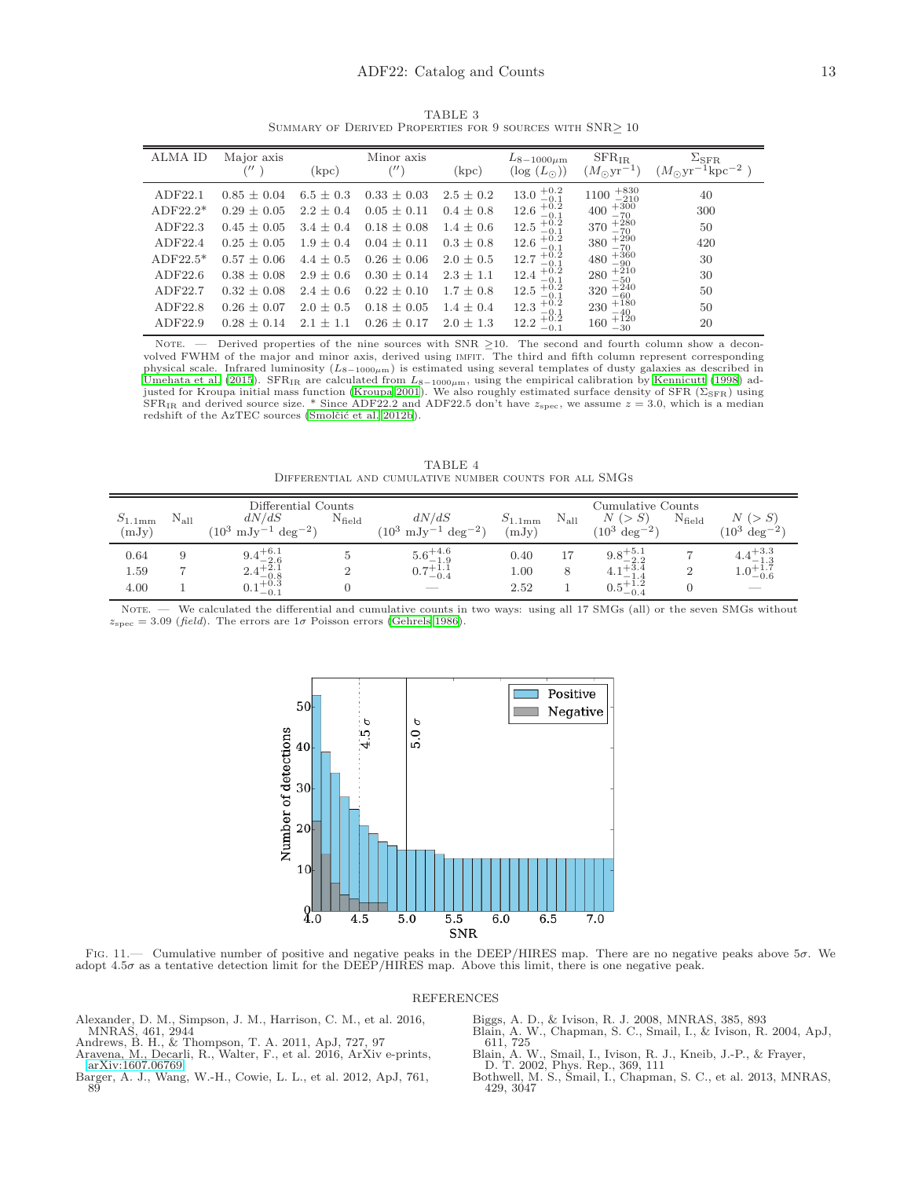TABLE 3
Summary of Derived Properties for 9 sources with SNR≥ 10

| ALMA ID | Major axis ($''$) | (kpc) | Minor axis ($''$) | (kpc) | $L_{8-1000\mu m}$ (log ($L_\odot$)) | $\mathrm{SFR_{IR}}$ ($M_\odot \mathrm{yr}^{-1}$) | $\Sigma_{\mathrm{SFR}}$ ($M_\odot \mathrm{yr}^{-1} \mathrm{kpc}^{-2}$) |
|---|---|---|---|---|---|---|---|
| ADF22.1 | 0.85 ± 0.04 | 6.5 ± 0.3 | 0.33 ± 0.03 | 2.5 ± 0.2 | $13.0^{+0.2}_{-0.1}$ | $1100^{+830}_{-210}$ | 40 |
| ADF22.2* | 0.29 ± 0.05 | 2.2 ± 0.4 | 0.05 ± 0.11 | 0.4 ± 0.8 | $12.6^{+0.2}_{-0.1}$ | $400^{+300}_{-70}$ | 300 |
| ADF22.3 | 0.45 ± 0.05 | 3.4 ± 0.4 | 0.18 ± 0.08 | 1.4 ± 0.6 | $12.5^{+0.2}_{-0.1}$ | $370^{+280}_{-70}$ | 50 |
| ADF22.4 | 0.25 ± 0.05 | 1.9 ± 0.4 | 0.04 ± 0.11 | 0.3 ± 0.8 | $12.6^{+0.2}_{-0.1}$ | $380^{+290}_{-70}$ | 420 |
| ADF22.5* | 0.57 ± 0.06 | 4.4 ± 0.5 | 0.26 ± 0.06 | 2.0 ± 0.5 | $12.7^{+0.2}_{-0.1}$ | $480^{+360}_{-90}$ | 30 |
| ADF22.6 | 0.38 ± 0.08 | 2.9 ± 0.6 | 0.30 ± 0.14 | 2.3 ± 1.1 | $12.4^{+0.2}_{-0.1}$ | $280^{+210}_{-50}$ | 30 |
| ADF22.7 | 0.32 ± 0.08 | 2.4 ± 0.6 | 0.22 ± 0.10 | 1.7 ± 0.8 | $12.5^{+0.2}_{-0.1}$ | $320^{+240}_{-60}$ | 50 |
| ADF22.8 | 0.26 ± 0.07 | 2.0 ± 0.5 | 0.18 ± 0.05 | 1.4 ± 0.4 | $12.3^{+0.2}_{-0.1}$ | $230^{+180}_{-40}$ | 50 |
| ADF22.9 | 0.28 ± 0.14 | 2.1 ± 1.1 | 0.26 ± 0.17 | 2.0 ± 1.3 | $12.2^{+0.2}_{-0.1}$ | $160^{+120}_{-30}$ | 20 |

Note. — Derived properties of the nine sources with SNR ≥10. The second and fourth column show a deconvolved FWHM of the major and minor axis, derived using imfit. The third and fifth column represent corresponding physical scale. Infrared luminosity ($L_{8-1000\mu m}$) is estimated using several templates of dusty galaxies as described in Umehata et al. (2015). $\mathrm{SFR_{IR}}$ are calculated from $L_{8-1000\mu m}$, using the empirical calibration by Kennicutt (1998) adjusted for Kroupa initial mass function (Kroupa 2001). We also roughly estimated surface density of SFR ($\Sigma_{\mathrm{SFR}}$) using $\mathrm{SFR_{IR}}$ and derived source size. * Since ADF22.2 and ADF22.5 don't have $z_{\mathrm{spec}}$, we assume $z = 3.0$, which is a median redshift of the AzTEC sources (Smolčić et al. 2012b).

TABLE 4
Differential and cumulative number counts for all SMGs

| Differential Counts | | | | | Cumulative Counts | | | | |
|---|---|---|---|---|---|---|---|---|---|
| $S_{1.1\mathrm{mm}}$ (mJy) | $\mathrm{N_{all}}$ | $dN/dS$ ($10^3$ mJy$^{-1}$ deg$^{-2}$) | $\mathrm{N_{field}}$ | $dN/dS$ ($10^3$ mJy$^{-1}$ deg$^{-2}$) | $S_{1.1\mathrm{mm}}$ (mJy) | $\mathrm{N_{all}}$ | $N$ ($>S$) ($10^3$ deg$^{-2}$) | $\mathrm{N_{field}}$ | $N$ ($>S$) ($10^3$ deg$^{-2}$) |
| 0.64 | 9 | $9.4^{+6.1}_{-2.6}$ | 5 | $5.6^{+4.6}_{-1.9}$ | 0.40 | 17 | $9.8^{+5.1}_{-2.2}$ | 7 | $4.4^{+3.3}_{-1.3}$ |
| 1.59 | 7 | $2.4^{+2.1}_{-0.8}$ | 2 | $0.7^{+1.1}_{-0.4}$ | 1.00 | 8 | $4.1^{+3.4}_{-1.4}$ | 2 | $1.0^{+1.7}_{-0.6}$ |
| 4.00 | 1 | $0.1^{+0.3}_{-0.1}$ | 0 | — | 2.52 | 1 | $0.5^{+1.2}_{-0.4}$ | 0 | — |

Note. — We calculated the differential and cumulative counts in two ways: using all 17 SMGs (all) or the seven SMGs without $z_{\mathrm{spec}} = 3.09$ (*field*). The errors are 1$\sigma$ Poisson errors (Gehrels 1986).

Fig. 11.— Cumulative number of positive and negative peaks in the DEEP/HIRES map. There are no negative peaks above 5$\sigma$. We adopt 4.5$\sigma$ as a tentative detection limit for the DEEP/HIRES map. Above this limit, there is one negative peak.

## REFERENCES

Alexander, D. M., Simpson, J. M., Harrison, C. M., et al. 2016, MNRAS, 461, 2944

Andrews, B. H., & Thompson, T. A. 2011, ApJ, 727, 97

Aravena, M., Decarli, R., Walter, F., et al. 2016, ArXiv e-prints, arXiv:1607.06769

Barger, A. J., Wang, W.-H., Cowie, L. L., et al. 2012, ApJ, 761, 89

Biggs, A. D., & Ivison, R. J. 2008, MNRAS, 385, 893

Blain, A. W., Chapman, S. C., Smail, I., & Ivison, R. 2004, ApJ, 611, 725

Blain, A. W., Smail, I., Ivison, R. J., Kneib, J.-P., & Frayer, D. T. 2002, Phys. Rep., 369, 111

Bothwell, M. S., Smail, I., Chapman, S. C., et al. 2013, MNRAS, 429, 3047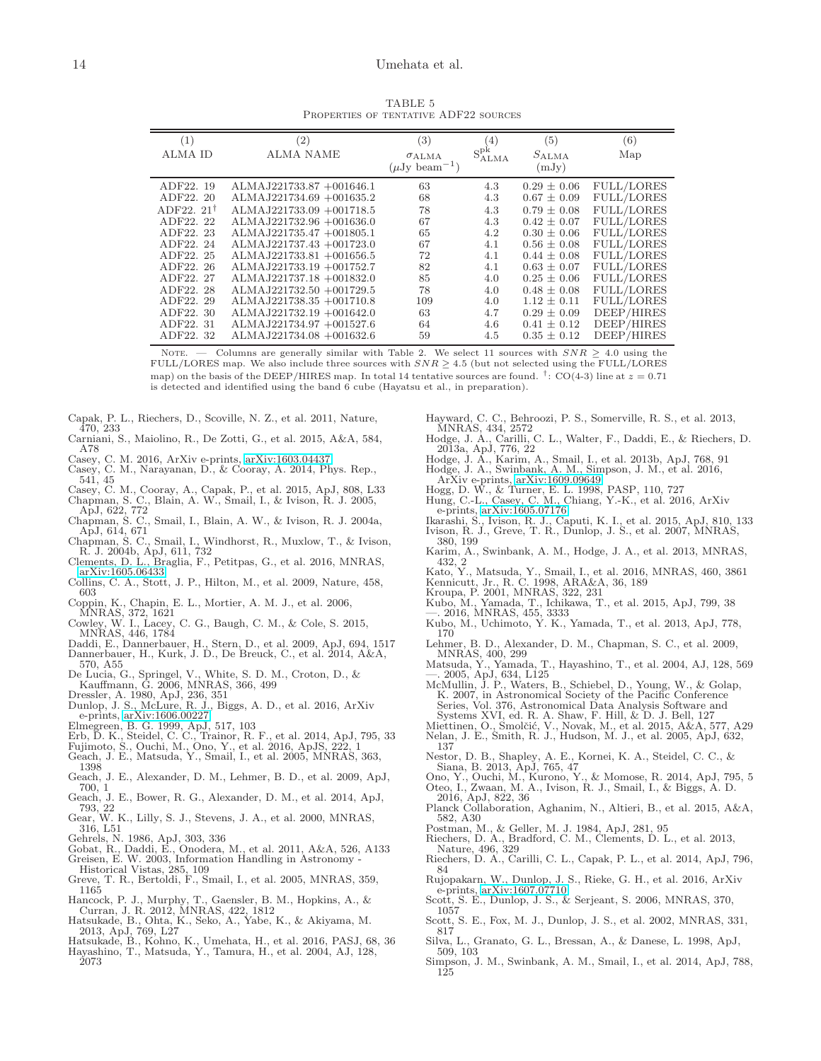TABLE 5
PROPERTIES OF TENTATIVE ADF22 SOURCES

| (1) ALMA ID | (2) ALMA NAME | (3) $\sigma_{\rm ALMA}$ ($\mu$Jy beam$^{-1}$) | (4) $S^{\rm pk}_{\rm ALMA}$ | (5) $S_{\rm ALMA}$ (mJy) | (6) Map |
|---|---|---|---|---|---|
| ADF22. 19 | ALMAJ221733.87 +001646.1 | 63 | 4.3 | $0.29 \pm 0.06$ | FULL/LORES |
| ADF22. 20 | ALMAJ221734.69 +001635.2 | 68 | 4.3 | $0.67 \pm 0.09$ | FULL/LORES |
| ADF22. 21[†] | ALMAJ221733.09 +001718.5 | 78 | 4.3 | $0.79 \pm 0.08$ | FULL/LORES |
| ADF22. 22 | ALMAJ221732.96 +001636.0 | 67 | 4.3 | $0.42 \pm 0.07$ | FULL/LORES |
| ADF22. 23 | ALMAJ221735.47 +001805.1 | 65 | 4.2 | $0.30 \pm 0.06$ | FULL/LORES |
| ADF22. 24 | ALMAJ221737.43 +001723.0 | 67 | 4.1 | $0.56 \pm 0.08$ | FULL/LORES |
| ADF22. 25 | ALMAJ221733.81 +001656.5 | 72 | 4.1 | $0.44 \pm 0.08$ | FULL/LORES |
| ADF22. 26 | ALMAJ221733.19 +001752.7 | 82 | 4.1 | $0.63 \pm 0.07$ | FULL/LORES |
| ADF22. 27 | ALMAJ221737.18 +001832.0 | 85 | 4.0 | $0.25 \pm 0.06$ | FULL/LORES |
| ADF22. 28 | ALMAJ221732.50 +001729.5 | 78 | 4.0 | $0.48 \pm 0.08$ | FULL/LORES |
| ADF22. 29 | ALMAJ221738.35 +001710.8 | 109 | 4.0 | $1.12 \pm 0.11$ | FULL/LORES |
| ADF22. 30 | ALMAJ221732.19 +001642.0 | 63 | 4.7 | $0.29 \pm 0.09$ | DEEP/HIRES |
| ADF22. 31 | ALMAJ221734.97 +001527.6 | 64 | 4.6 | $0.41 \pm 0.12$ | DEEP/HIRES |
| ADF22. 32 | ALMAJ221734.08 +001632.6 | 59 | 4.5 | $0.35 \pm 0.12$ | DEEP/HIRES |

NOTE. — Columns are generally similar with Table 2. We select 11 sources with $SNR \geq 4.0$ using the FULL/LORES map. We also include three sources with $SNR \geq 4.5$ (but not selected using the FULL/LORES map) on the basis of the DEEP/HIRES map. In total 14 tentative sources are found. †: CO(4-3) line at $z = 0.71$ is detected and identified using the band 6 cube (Hayatsu et al., in preparation).

Capak, P. L., Riechers, D., Scoville, N. Z., et al. 2011, Nature, 470, 233
Carniani, S., Maiolino, R., De Zotti, G., et al. 2015, A&A, 584, A78
Casey, C. M. 2016, ArXiv e-prints, arXiv:1603.04437
Casey, C. M., Narayanan, D., & Cooray, A. 2014, Phys. Rep., 541, 45
Casey, C. M., Cooray, A., Capak, P., et al. 2015, ApJ, 808, L33
Chapman, S. C., Blain, A. W., Smail, I., & Ivison, R. J. 2005, ApJ, 622, 772
Chapman, S. C., Smail, I., Blain, A. W., & Ivison, R. J. 2004a, ApJ, 614, 671
Chapman, S. C., Smail, I., Windhorst, R., Muxlow, T., & Ivison, R. J. 2004b, ApJ, 611, 732
Clements, D. L., Braglia, F., Petitpas, G., et al. 2016, MNRAS, arXiv:1605.06433
Collins, C. A., Stott, J. P., Hilton, M., et al. 2009, Nature, 458, 603
Coppin, K., Chapin, E. L., Mortier, A. M. J., et al. 2006, MNRAS, 372, 1621
Cowley, W. I., Lacey, C. G., Baugh, C. M., & Cole, S. 2015, MNRAS, 446, 1784
Daddi, E., Dannerbauer, H., Stern, D., et al. 2009, ApJ, 694, 1517
Dannerbauer, H., Kurk, J. D., De Breuck, C., et al. 2014, A&A, 570, A55
De Lucia, G., Springel, V., White, S. D. M., Croton, D., & Kauffmann, G. 2006, MNRAS, 366, 499
Dressler, A. 1980, ApJ, 236, 351
Dunlop, J. S., McLure, R. J., Biggs, A. D., et al. 2016, ArXiv e-prints, arXiv:1606.00227
Elmegreen, B. G. 1999, ApJ, 517, 103
Erb, D. K., Steidel, C. C., Trainor, R. F., et al. 2014, ApJ, 795, 33
Fujimoto, S., Ouchi, M., Ono, Y., et al. 2016, ApJS, 222, 1
Geach, J. E., Matsuda, Y., Smail, I., et al. 2005, MNRAS, 363, 1398
Geach, J. E., Alexander, D. M., Lehmer, B. D., et al. 2009, ApJ, 700, 1
Geach, J. E., Bower, R. G., Alexander, D. M., et al. 2014, ApJ, 793, 22
Gear, W. K., Lilly, S. J., Stevens, J. A., et al. 2000, MNRAS, 316, L51
Gehrels, N. 1986, ApJ, 303, 336
Gobat, R., Daddi, E., Onodera, M., et al. 2011, A&A, 526, A133
Greisen, E. W. 2003, Information Handling in Astronomy - Historical Vistas, 285, 109
Greve, T. R., Bertoldi, F., Smail, I., et al. 2005, MNRAS, 359, 1165
Hancock, P. J., Murphy, T., Gaensler, B. M., Hopkins, A., & Curran, J. R. 2012, MNRAS, 422, 1812
Hatsukade, B., Ohta, K., Seko, A., Yabe, K., & Akiyama, M. 2013, ApJ, 769, L27
Hatsukade, B., Kohno, K., Umehata, H., et al. 2016, PASJ, 68, 36
Hayashino, T., Matsuda, Y., Tamura, H., et al. 2004, AJ, 128, 2073
Hayward, C. C., Behroozi, P. S., Somerville, R. S., et al. 2013, MNRAS, 434, 2572
Hodge, J. A., Carilli, C. L., Walter, F., Daddi, E., & Riechers, D. 2013a, ApJ, 776, 22
Hodge, J. A., Karim, A., Smail, I., et al. 2013b, ApJ, 768, 91
Hodge, J. A., Swinbank, A. M., Simpson, J. M., et al. 2016, ArXiv e-prints, arXiv:1609.09649
Hogg, D. W., & Turner, E. L. 1998, PASP, 110, 727
Hung, C.-L., Casey, C. M., Chiang, Y.-K., et al. 2016, ArXiv e-prints, arXiv:1605.07176
Ikarashi, S., Ivison, R. J., Caputi, K. I., et al. 2015, ApJ, 810, 133
Ivison, R. J., Greve, T. R., Dunlop, J. S., et al. 2007, MNRAS, 380, 199
Karim, A., Swinbank, A. M., Hodge, J. A., et al. 2013, MNRAS, 432, 2
Kato, Y., Matsuda, Y., Smail, I., et al. 2016, MNRAS, 460, 3861
Kennicutt, Jr., R. C. 1998, ARA&A, 36, 189
Kroupa, P. 2001, MNRAS, 322, 231
Kubo, M., Yamada, T., Ichikawa, T., et al. 2015, ApJ, 799, 38
—. 2016, MNRAS, 455, 3333
Kubo, M., Uchimoto, Y. K., Yamada, T., et al. 2013, ApJ, 778, 170
Lehmer, B. D., Alexander, D. M., Chapman, S. C., et al. 2009, MNRAS, 400, 299
Matsuda, Y., Yamada, T., Hayashino, T., et al. 2004, AJ, 128, 569
—. 2005, ApJ, 634, L125
McMullin, J. P., Waters, B., Schiebel, D., Young, W., & Golap, K. 2007, in Astronomical Society of the Pacific Conference Series, Vol. 376, Astronomical Data Analysis Software and Systems XVI, ed. R. A. Shaw, F. Hill, & D. J. Bell, 127
Miettinen, O., Smolčić, V., Novak, M., et al. 2015, A&A, 577, A29
Nelan, J. E., Smith, R. J., Hudson, M. J., et al. 2005, ApJ, 632, 137
Nestor, D. B., Shapley, A. E., Kornei, K. A., Steidel, C. C., & Siana, B. 2013, ApJ, 765, 47
Ono, Y., Ouchi, M., Kurono, Y., & Momose, R. 2014, ApJ, 795, 5
Oteo, I., Zwaan, M. A., Ivison, R. J., Smail, I., & Biggs, A. D. 2016, ApJ, 822, 36
Planck Collaboration, Aghanim, N., Altieri, B., et al. 2015, A&A, 582, A30
Postman, M., & Geller, M. J. 1984, ApJ, 281, 95
Riechers, D. A., Bradford, C. M., Clements, D. L., et al. 2013, Nature, 496, 329
Riechers, D. A., Carilli, C. L., Capak, P. L., et al. 2014, ApJ, 796, 84
Rujopakarn, W., Dunlop, J. S., Rieke, G. H., et al. 2016, ArXiv e-prints, arXiv:1607.07710
Scott, S. E., Dunlop, J. S., & Serjeant, S. 2006, MNRAS, 370, 1057
Scott, S. E., Fox, M. J., Dunlop, J. S., et al. 2002, MNRAS, 331, 817
Silva, L., Granato, G. L., Bressan, A., & Danese, L. 1998, ApJ, 509, 103
Simpson, J. M., Swinbank, A. M., Smail, I., et al. 2014, ApJ, 788, 125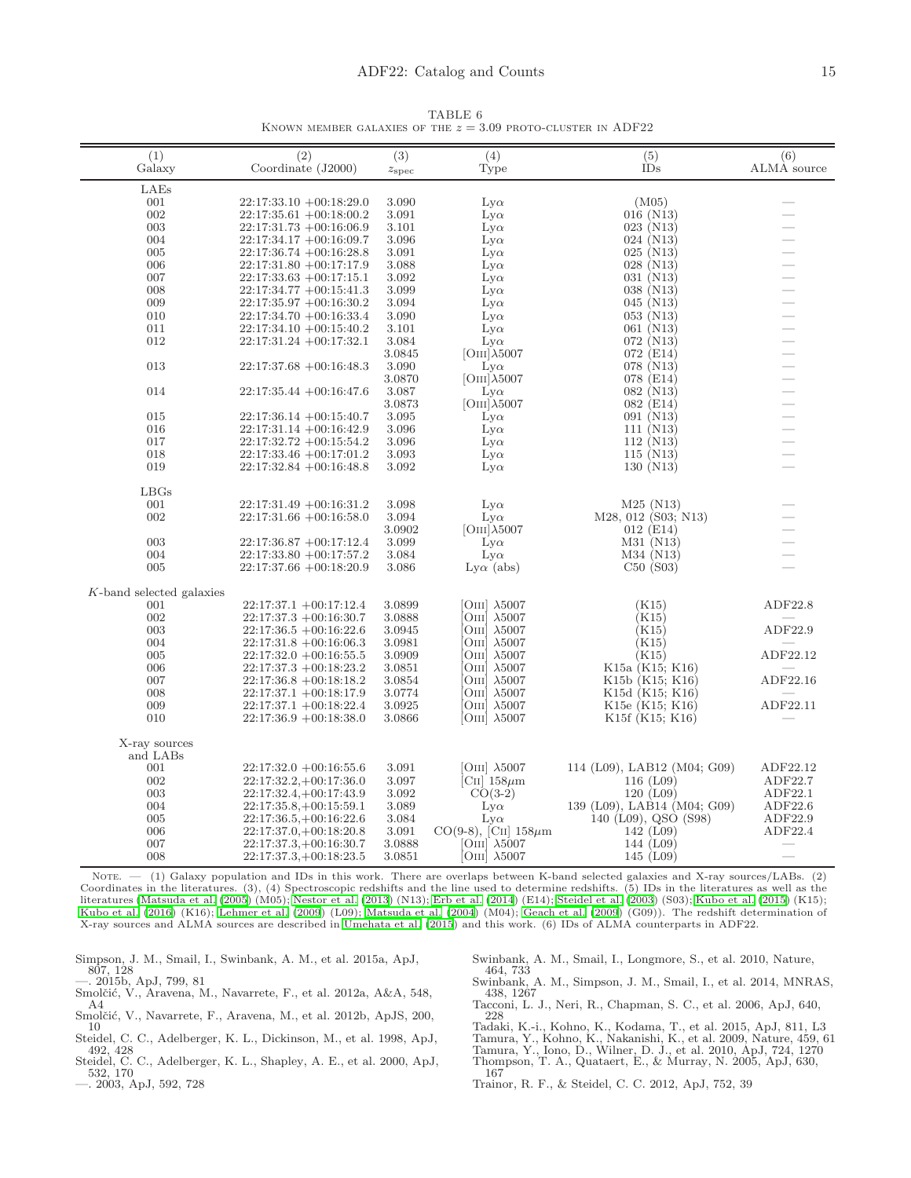TABLE 6
KNOWN MEMBER GALAXIES OF THE $z = 3.09$ PROTO-CLUSTER IN ADF22

| (1) Galaxy | (2) Coordinate (J2000) | (3) $z_{\rm spec}$ | (4) Type | (5) IDs | (6) ALMA source |
|---|---|---|---|---|---|
| LAEs | | | | | |
| 001 | 22:17:33.10 +00:18:29.0 | 3.090 | Ly$\alpha$ | (M05) | — |
| 002 | 22:17:35.61 +00:18:00.2 | 3.091 | Ly$\alpha$ | 016 (N13) | — |
| 003 | 22:17:31.73 +00:16:06.9 | 3.101 | Ly$\alpha$ | 023 (N13) | — |
| 004 | 22:17:34.17 +00:16:09.7 | 3.096 | Ly$\alpha$ | 024 (N13) | — |
| 005 | 22:17:36.74 +00:16:28.8 | 3.091 | Ly$\alpha$ | 025 (N13) | — |
| 006 | 22:17:31.80 +00:17:17.9 | 3.088 | Ly$\alpha$ | 028 (N13) | — |
| 007 | 22:17:33.63 +00:17:15.1 | 3.092 | Ly$\alpha$ | 031 (N13) | — |
| 008 | 22:17:34.77 +00:15:41.3 | 3.099 | Ly$\alpha$ | 038 (N13) | — |
| 009 | 22:17:35.97 +00:16:30.2 | 3.094 | Ly$\alpha$ | 045 (N13) | — |
| 010 | 22:17:34.70 +00:16:33.4 | 3.090 | Ly$\alpha$ | 053 (N13) | — |
| 011 | 22:17:34.10 +00:15:40.2 | 3.101 | Ly$\alpha$ | 061 (N13) | — |
| 012 | 22:17:31.24 +00:17:32.1 | 3.084 | Ly$\alpha$ | 072 (N13) | — |
| | | 3.0845 | [OIII]$\lambda$5007 | 072 (E14) | — |
| 013 | 22:17:37.68 +00:16:48.3 | 3.090 | Ly$\alpha$ | 078 (N13) | — |
| | | 3.0870 | [OIII]$\lambda$5007 | 078 (E14) | — |
| 014 | 22:17:35.44 +00:16:47.6 | 3.087 | Ly$\alpha$ | 082 (N13) | — |
| | | 3.0873 | [OIII]$\lambda$5007 | 082 (E14) | — |
| 015 | 22:17:36.14 +00:15:40.7 | 3.095 | Ly$\alpha$ | 091 (N13) | — |
| 016 | 22:17:31.14 +00:16:42.9 | 3.096 | Ly$\alpha$ | 111 (N13) | — |
| 017 | 22:17:32.72 +00:15:54.2 | 3.096 | Ly$\alpha$ | 112 (N13) | — |
| 018 | 22:17:33.46 +00:17:01.2 | 3.093 | Ly$\alpha$ | 115 (N13) | — |
| 019 | 22:17:32.84 +00:16:48.8 | 3.092 | Ly$\alpha$ | 130 (N13) | — |
| LBGs | | | | | |
| 001 | 22:17:31.49 +00:16:31.2 | 3.098 | Ly$\alpha$ | M25 (N13) | — |
| 002 | 22:17:31.66 +00:16:58.0 | 3.094 | Ly$\alpha$ | M28, 012 (S03; N13) | — |
| | | 3.0902 | [OIII]$\lambda$5007 | 012 (E14) | — |
| 003 | 22:17:36.87 +00:17:12.4 | 3.099 | Ly$\alpha$ | M31 (N13) | — |
| 004 | 22:17:33.80 +00:17:57.2 | 3.084 | Ly$\alpha$ | M34 (N13) | — |
| 005 | 22:17:37.66 +00:18:20.9 | 3.086 | Ly$\alpha$ (abs) | C50 (S03) | — |
| $K$-band selected galaxies | | | | | |
| 001 | 22:17:37.1 +00:17:12.4 | 3.0899 | [OIII] $\lambda$5007 | (K15) | ADF22.8 |
| 002 | 22:17:37.3 +00:16:30.7 | 3.0888 | [OIII] $\lambda$5007 | (K15) | — |
| 003 | 22:17:36.5 +00:16:22.6 | 3.0945 | [OIII] $\lambda$5007 | (K15) | ADF22.9 |
| 004 | 22:17:31.8 +00:16:06.3 | 3.0981 | [OIII] $\lambda$5007 | (K15) | — |
| 005 | 22:17:32.0 +00:16:55.5 | 3.0909 | [OIII] $\lambda$5007 | (K15) | ADF22.12 |
| 006 | 22:17:37.3 +00:18:23.2 | 3.0851 | [OIII] $\lambda$5007 | K15a (K15; K16) | — |
| 007 | 22:17:36.8 +00:18:18.2 | 3.0854 | [OIII] $\lambda$5007 | K15b (K15; K16) | ADF22.16 |
| 008 | 22:17:37.1 +00:18:17.9 | 3.0774 | [OIII] $\lambda$5007 | K15d (K15; K16) | — |
| 009 | 22:17:37.1 +00:18:22.4 | 3.0925 | [OIII] $\lambda$5007 | K15e (K15; K16) | ADF22.11 |
| 010 | 22:17:36.9 +00:18:38.0 | 3.0866 | [OIII] $\lambda$5007 | K15f (K15; K16) | — |
| X-ray sources and LABs | | | | | |
| 001 | 22:17:32.0 +00:16:55.6 | 3.091 | [OIII] $\lambda$5007 | 114 (L09), LAB12 (M04; G09) | ADF22.12 |
| 002 | 22:17:32.2,+00:17:36.0 | 3.097 | [CII] 158$\mu$m | 116 (L09) | ADF22.7 |
| 003 | 22:17:32.4,+00:17:43.9 | 3.092 | CO(3-2) | 120 (L09) | ADF22.1 |
| 004 | 22:17:35.8,+00:15:59.1 | 3.089 | Ly$\alpha$ | 139 (L09), LAB14 (M04; G09) | ADF22.6 |
| 005 | 22:17:36.5,+00:16:22.6 | 3.084 | Ly$\alpha$ | 140 (L09), QSO (S98) | ADF22.9 |
| 006 | 22:17:37.0,+00:18:20.8 | 3.091 | CO(9-8), [CII] 158$\mu$m | 142 (L09) | ADF22.4 |
| 007 | 22:17:37.3,+00:16:30.7 | 3.0888 | [OIII] $\lambda$5007 | 144 (L09) | — |
| 008 | 22:17:37.3,+00:18:23.5 | 3.0851 | [OIII] $\lambda$5007 | 145 (L09) | — |

NOTE. — (1) Galaxy population and IDs in this work. There are overlaps between K-band selected galaxies and X-ray sources/LABs. (2) Coordinates in the literatures. (3), (4) Spectroscopic redshifts and the line used to determine redshifts. (5) IDs in the literatures as well as the literatures (Matsuda et al. (2005) (M05); Nestor et al. (2013) (N13); Erb et al. (2014) (E14); Steidel et al. (2003) (S03); Kubo et al. (2015) (K15); Kubo et al. (2016) (K16); Lehmer et al. (2009) (L09); Matsuda et al. (2004) (M04); Geach et al. (2009) (G09)). The redshift determination of X-ray sources and ALMA sources are described in Umehata et al. (2015) and this work. (6) IDs of ALMA counterparts in ADF22.

Simpson, J. M., Smail, I., Swinbank, A. M., et al. 2015a, ApJ, 807, 128
—. 2015b, ApJ, 799, 81
Smolčić, V., Aravena, M., Navarrete, F., et al. 2012a, A&A, 548, A4
Smolčić, V., Navarrete, F., Aravena, M., et al. 2012b, ApJS, 200, 10
Steidel, C. C., Adelberger, K. L., Dickinson, M., et al. 1998, ApJ, 492, 428
Steidel, C. C., Adelberger, K. L., Shapley, A. E., et al. 2000, ApJ, 532, 170
—. 2003, ApJ, 592, 728
Swinbank, A. M., Smail, I., Longmore, S., et al. 2010, Nature, 464, 733
Swinbank, A. M., Simpson, J. M., Smail, I., et al. 2014, MNRAS, 438, 1267
Tacconi, L. J., Neri, R., Chapman, S. C., et al. 2006, ApJ, 640, 228
Tadaki, K.-i., Kohno, K., Kodama, T., et al. 2015, ApJ, 811, L3
Tamura, Y., Kohno, K., Nakanishi, K., et al. 2009, Nature, 459, 61
Tamura, Y., Iono, D., Wilner, D. J., et al. 2010, ApJ, 724, 1270
Thompson, T. A., Quataert, E., & Murray, N. 2005, ApJ, 630, 167
Trainor, R. F., & Steidel, C. C. 2012, ApJ, 752, 39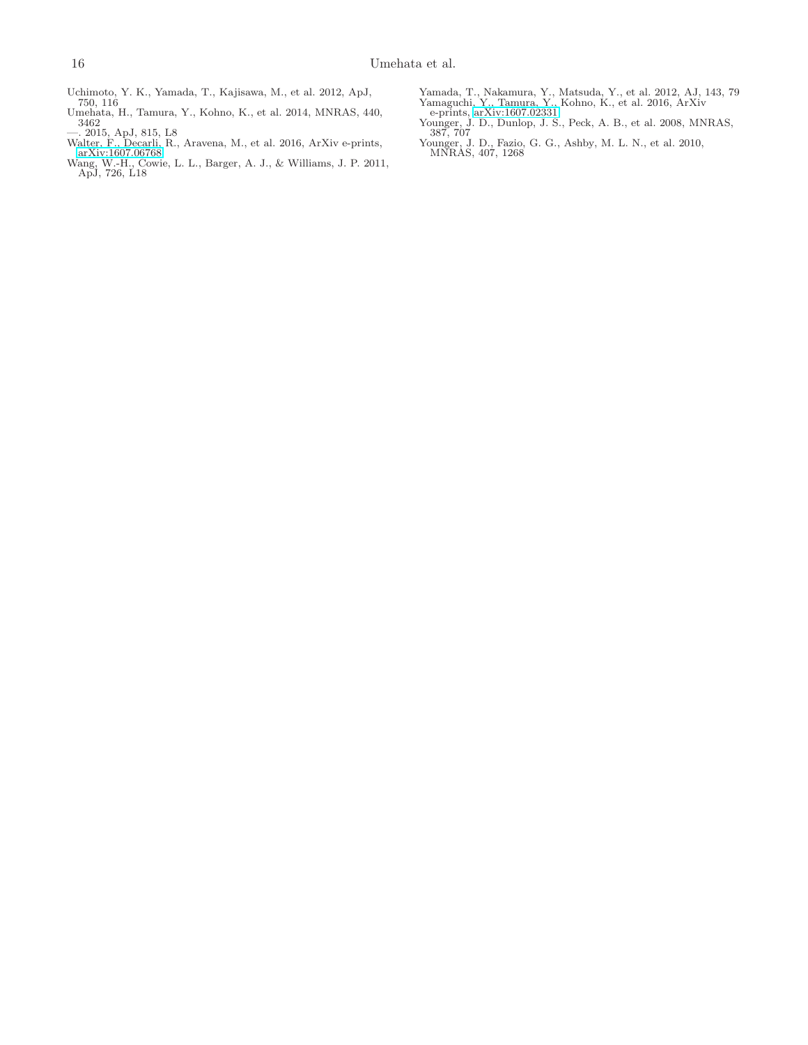Uchimoto, Y. K., Yamada, T., Kajisawa, M., et al. 2012, ApJ, 750, 116

Umehata, H., Tamura, Y., Kohno, K., et al. 2014, MNRAS, 440, 3462

—. 2015, ApJ, 815, L8

Walter, F., Decarli, R., Aravena, M., et al. 2016, ArXiv e-prints, arXiv:1607.06768

Wang, W.-H., Cowie, L. L., Barger, A. J., & Williams, J. P. 2011, ApJ, 726, L18

Yamada, T., Nakamura, Y., Matsuda, Y., et al. 2012, AJ, 143, 79

Yamaguchi, Y., Tamura, Y., Kohno, K., et al. 2016, ArXiv e-prints, arXiv:1607.02331

Younger, J. D., Dunlop, J. S., Peck, A. B., et al. 2008, MNRAS, 387, 707

Younger, J. D., Fazio, G. G., Ashby, M. L. N., et al. 2010, MNRAS, 407, 1268